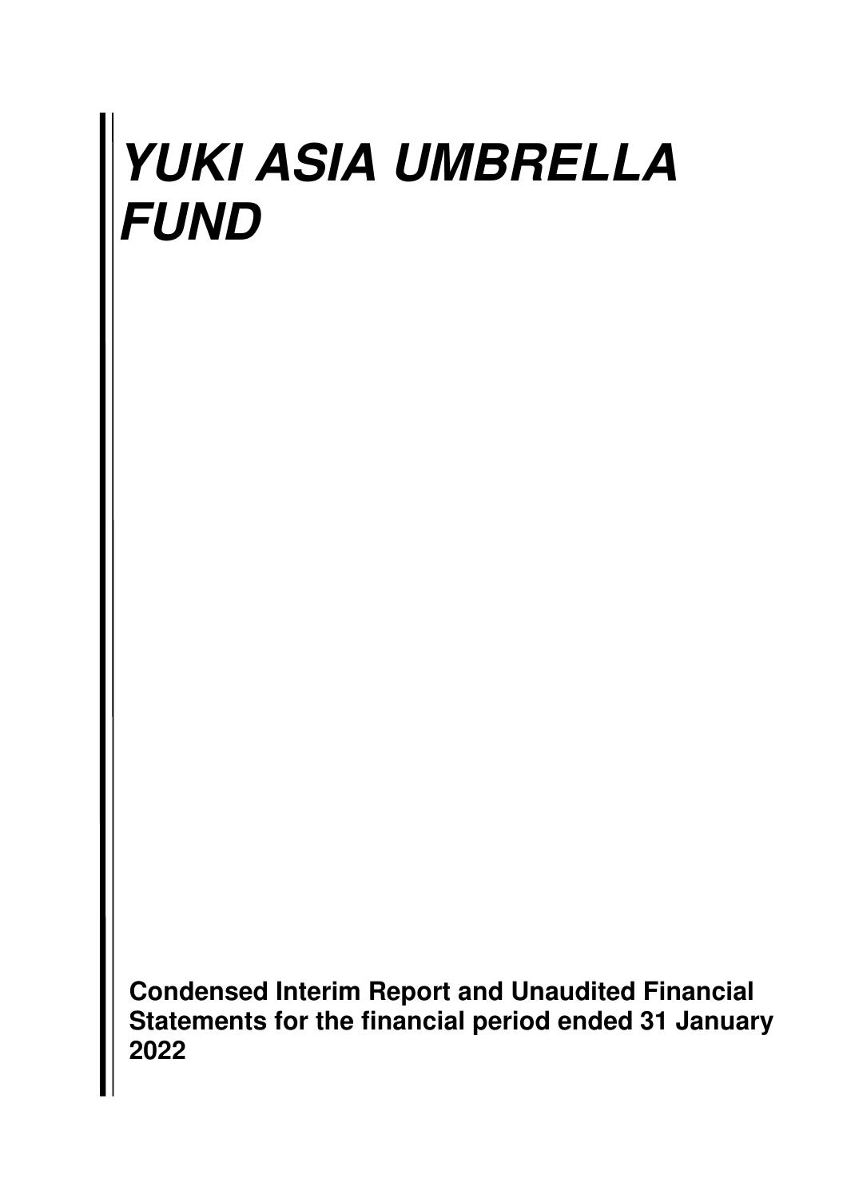# *YUKI ASIA UMBRELLA FUND*

**Condensed Interim Report and Unaudited Financial Statements for the financial period ended 31 January 2022**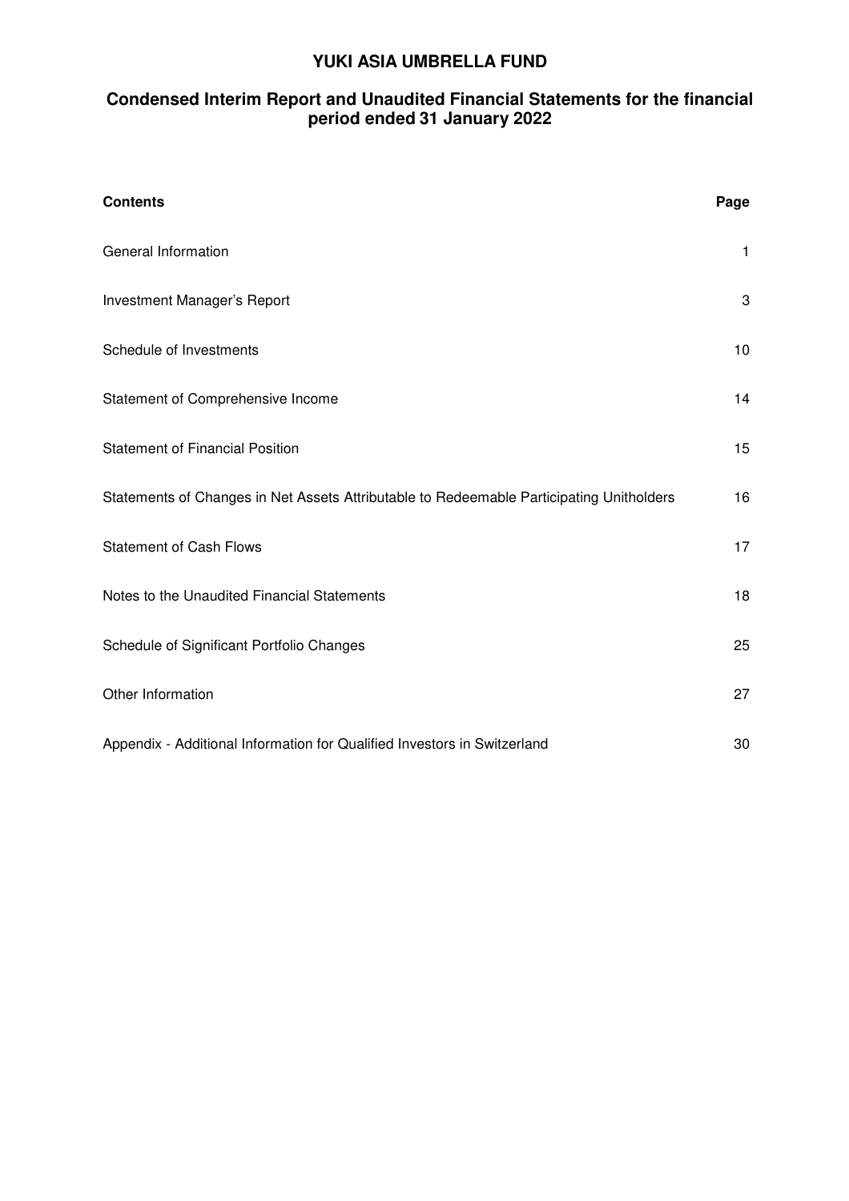# YUKI ASIA UMBRELLA FUND

## Condensed Interim Report and Unaudited Financial Statements for the financial period ended 31 January 2022

| Contents | Page |
| --- | --- |
| General Information | 1 |
| Investment Manager's Report | 3 |
| Schedule of Investments | 10 |
| Statement of Comprehensive Income | 14 |
| Statement of Financial Position | 15 |
| Statements of Changes in Net Assets Attributable to Redeemable Participating Unitholders | 16 |
| Statement of Cash Flows | 17 |
| Notes to the Unaudited Financial Statements | 18 |
| Schedule of Significant Portfolio Changes | 25 |
| Other Information | 27 |
| Appendix - Additional Information for Qualified Investors in Switzerland | 30 |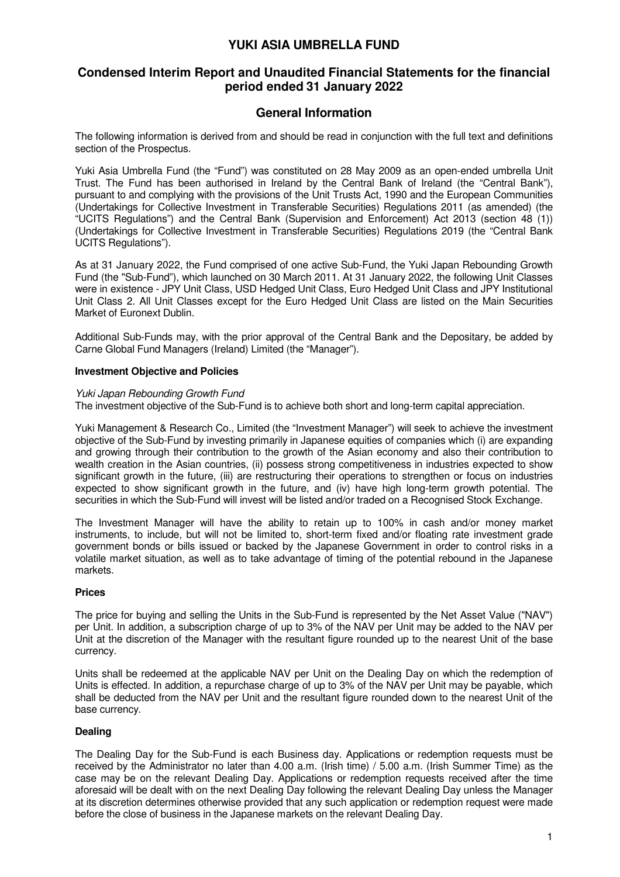# YUKI ASIA UMBRELLA FUND

## Condensed Interim Report and Unaudited Financial Statements for the financial period ended 31 January 2022

## General Information

The following information is derived from and should be read in conjunction with the full text and definitions section of the Prospectus.

Yuki Asia Umbrella Fund (the "Fund") was constituted on 28 May 2009 as an open-ended umbrella Unit Trust. The Fund has been authorised in Ireland by the Central Bank of Ireland (the "Central Bank"), pursuant to and complying with the provisions of the Unit Trusts Act, 1990 and the European Communities (Undertakings for Collective Investment in Transferable Securities) Regulations 2011 (as amended) (the "UCITS Regulations") and the Central Bank (Supervision and Enforcement) Act 2013 (section 48 (1)) (Undertakings for Collective Investment in Transferable Securities) Regulations 2019 (the "Central Bank UCITS Regulations").

As at 31 January 2022, the Fund comprised of one active Sub-Fund, the Yuki Japan Rebounding Growth Fund (the "Sub-Fund"), which launched on 30 March 2011. At 31 January 2022, the following Unit Classes were in existence - JPY Unit Class, USD Hedged Unit Class, Euro Hedged Unit Class and JPY Institutional Unit Class 2. All Unit Classes except for the Euro Hedged Unit Class are listed on the Main Securities Market of Euronext Dublin.

Additional Sub-Funds may, with the prior approval of the Central Bank and the Depositary, be added by Carne Global Fund Managers (Ireland) Limited (the "Manager").

### Investment Objective and Policies

*Yuki Japan Rebounding Growth Fund*

The investment objective of the Sub-Fund is to achieve both short and long-term capital appreciation.

Yuki Management & Research Co., Limited (the "Investment Manager") will seek to achieve the investment objective of the Sub-Fund by investing primarily in Japanese equities of companies which (i) are expanding and growing through their contribution to the growth of the Asian economy and also their contribution to wealth creation in the Asian countries, (ii) possess strong competitiveness in industries expected to show significant growth in the future, (iii) are restructuring their operations to strengthen or focus on industries expected to show significant growth in the future, and (iv) have high long-term growth potential. The securities in which the Sub-Fund will invest will be listed and/or traded on a Recognised Stock Exchange.

The Investment Manager will have the ability to retain up to 100% in cash and/or money market instruments, to include, but will not be limited to, short-term fixed and/or floating rate investment grade government bonds or bills issued or backed by the Japanese Government in order to control risks in a volatile market situation, as well as to take advantage of timing of the potential rebound in the Japanese markets.

### Prices

The price for buying and selling the Units in the Sub-Fund is represented by the Net Asset Value ("NAV") per Unit. In addition, a subscription charge of up to 3% of the NAV per Unit may be added to the NAV per Unit at the discretion of the Manager with the resultant figure rounded up to the nearest Unit of the base currency.

Units shall be redeemed at the applicable NAV per Unit on the Dealing Day on which the redemption of Units is effected. In addition, a repurchase charge of up to 3% of the NAV per Unit may be payable, which shall be deducted from the NAV per Unit and the resultant figure rounded down to the nearest Unit of the base currency.

### Dealing

The Dealing Day for the Sub-Fund is each Business day. Applications or redemption requests must be received by the Administrator no later than 4.00 a.m. (Irish time) / 5.00 a.m. (Irish Summer Time) as the case may be on the relevant Dealing Day. Applications or redemption requests received after the time aforesaid will be dealt with on the next Dealing Day following the relevant Dealing Day unless the Manager at its discretion determines otherwise provided that any such application or redemption request were made before the close of business in the Japanese markets on the relevant Dealing Day.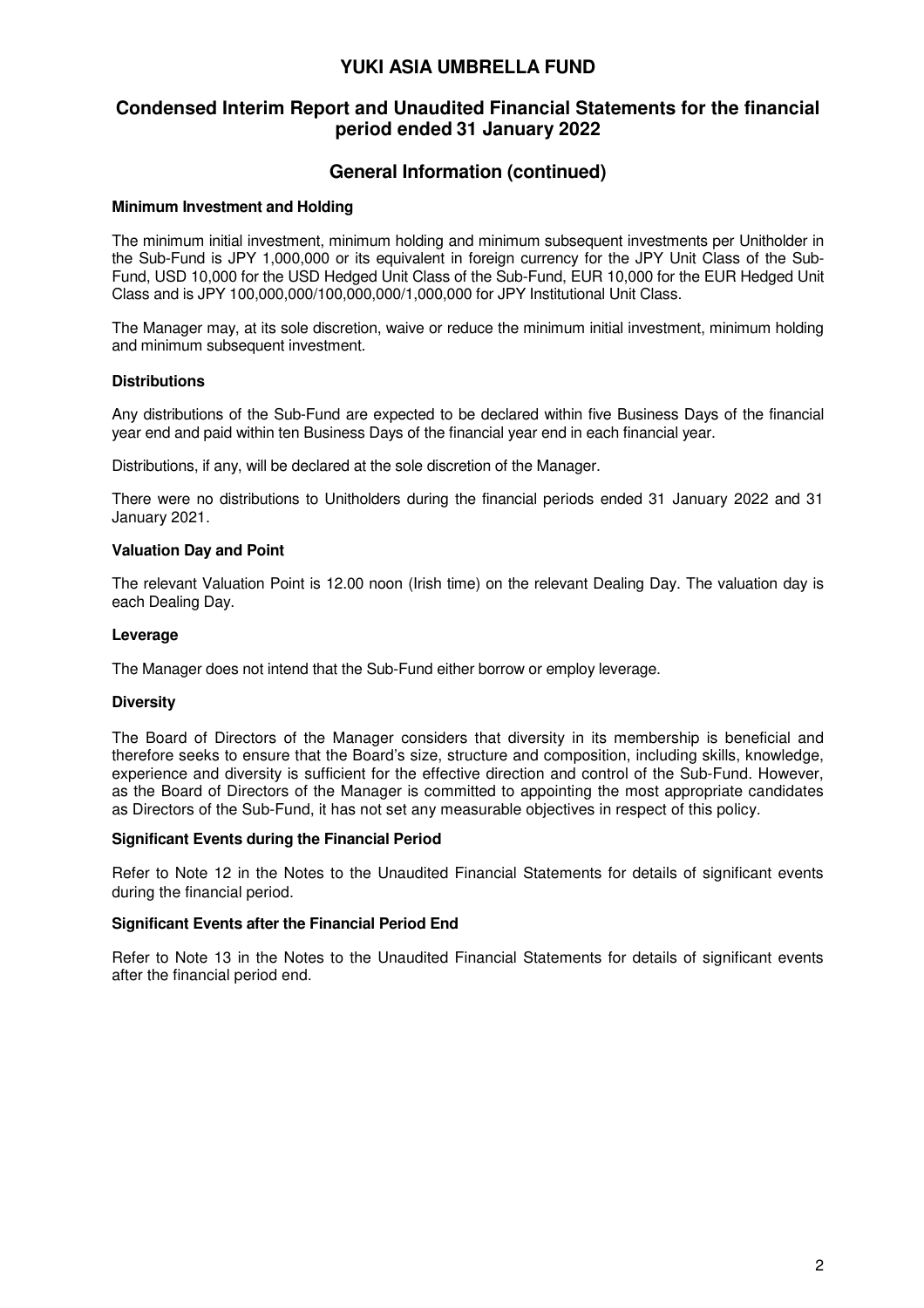## General Information (continued)

**Minimum Investment and Holding**

The minimum initial investment, minimum holding and minimum subsequent investments per Unitholder in the Sub-Fund is JPY 1,000,000 or its equivalent in foreign currency for the JPY Unit Class of the Sub-Fund, USD 10,000 for the USD Hedged Unit Class of the Sub-Fund, EUR 10,000 for the EUR Hedged Unit Class and is JPY 100,000,000/100,000,000/1,000,000 for JPY Institutional Unit Class.

The Manager may, at its sole discretion, waive or reduce the minimum initial investment, minimum holding and minimum subsequent investment.

**Distributions**

Any distributions of the Sub-Fund are expected to be declared within five Business Days of the financial year end and paid within ten Business Days of the financial year end in each financial year.

Distributions, if any, will be declared at the sole discretion of the Manager.

There were no distributions to Unitholders during the financial periods ended 31 January 2022 and 31 January 2021.

**Valuation Day and Point**

The relevant Valuation Point is 12.00 noon (Irish time) on the relevant Dealing Day. The valuation day is each Dealing Day.

**Leverage**

The Manager does not intend that the Sub-Fund either borrow or employ leverage.

**Diversity**

The Board of Directors of the Manager considers that diversity in its membership is beneficial and therefore seeks to ensure that the Board's size, structure and composition, including skills, knowledge, experience and diversity is sufficient for the effective direction and control of the Sub-Fund. However, as the Board of Directors of the Manager is committed to appointing the most appropriate candidates as Directors of the Sub-Fund, it has not set any measurable objectives in respect of this policy.

**Significant Events during the Financial Period**

Refer to Note 12 in the Notes to the Unaudited Financial Statements for details of significant events during the financial period.

**Significant Events after the Financial Period End**

Refer to Note 13 in the Notes to the Unaudited Financial Statements for details of significant events after the financial period end.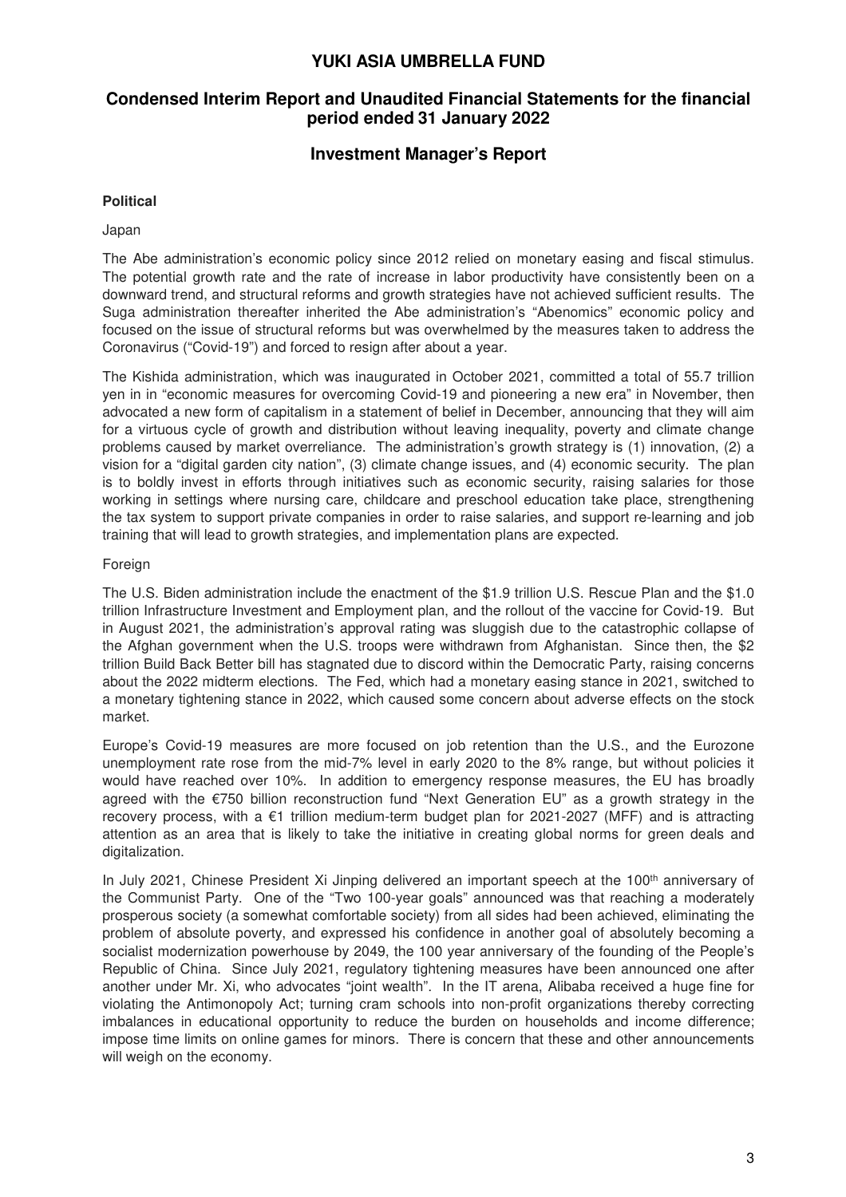# YUKI ASIA UMBRELLA FUND

## Condensed Interim Report and Unaudited Financial Statements for the financial period ended 31 January 2022

## Investment Manager's Report

**Political**

Japan

The Abe administration's economic policy since 2012 relied on monetary easing and fiscal stimulus. The potential growth rate and the rate of increase in labor productivity have consistently been on a downward trend, and structural reforms and growth strategies have not achieved sufficient results. The Suga administration thereafter inherited the Abe administration's "Abenomics" economic policy and focused on the issue of structural reforms but was overwhelmed by the measures taken to address the Coronavirus ("Covid-19") and forced to resign after about a year.

The Kishida administration, which was inaugurated in October 2021, committed a total of 55.7 trillion yen in in "economic measures for overcoming Covid-19 and pioneering a new era" in November, then advocated a new form of capitalism in a statement of belief in December, announcing that they will aim for a virtuous cycle of growth and distribution without leaving inequality, poverty and climate change problems caused by market overreliance. The administration's growth strategy is (1) innovation, (2) a vision for a "digital garden city nation", (3) climate change issues, and (4) economic security. The plan is to boldly invest in efforts through initiatives such as economic security, raising salaries for those working in settings where nursing care, childcare and preschool education take place, strengthening the tax system to support private companies in order to raise salaries, and support re-learning and job training that will lead to growth strategies, and implementation plans are expected.

Foreign

The U.S. Biden administration include the enactment of the $1.9 trillion U.S. Rescue Plan and the $1.0 trillion Infrastructure Investment and Employment plan, and the rollout of the vaccine for Covid-19. But in August 2021, the administration's approval rating was sluggish due to the catastrophic collapse of the Afghan government when the U.S. troops were withdrawn from Afghanistan. Since then, the $2 trillion Build Back Better bill has stagnated due to discord within the Democratic Party, raising concerns about the 2022 midterm elections. The Fed, which had a monetary easing stance in 2021, switched to a monetary tightening stance in 2022, which caused some concern about adverse effects on the stock market.

Europe's Covid-19 measures are more focused on job retention than the U.S., and the Eurozone unemployment rate rose from the mid-7% level in early 2020 to the 8% range, but without policies it would have reached over 10%. In addition to emergency response measures, the EU has broadly agreed with the €750 billion reconstruction fund "Next Generation EU" as a growth strategy in the recovery process, with a €1 trillion medium-term budget plan for 2021-2027 (MFF) and is attracting attention as an area that is likely to take the initiative in creating global norms for green deals and digitalization.

In July 2021, Chinese President Xi Jinping delivered an important speech at the 100th anniversary of the Communist Party. One of the "Two 100-year goals" announced was that reaching a moderately prosperous society (a somewhat comfortable society) from all sides had been achieved, eliminating the problem of absolute poverty, and expressed his confidence in another goal of absolutely becoming a socialist modernization powerhouse by 2049, the 100 year anniversary of the founding of the People's Republic of China. Since July 2021, regulatory tightening measures have been announced one after another under Mr. Xi, who advocates "joint wealth". In the IT arena, Alibaba received a huge fine for violating the Antimonopoly Act; turning cram schools into non-profit organizations thereby correcting imbalances in educational opportunity to reduce the burden on households and income difference; impose time limits on online games for minors. There is concern that these and other announcements will weigh on the economy.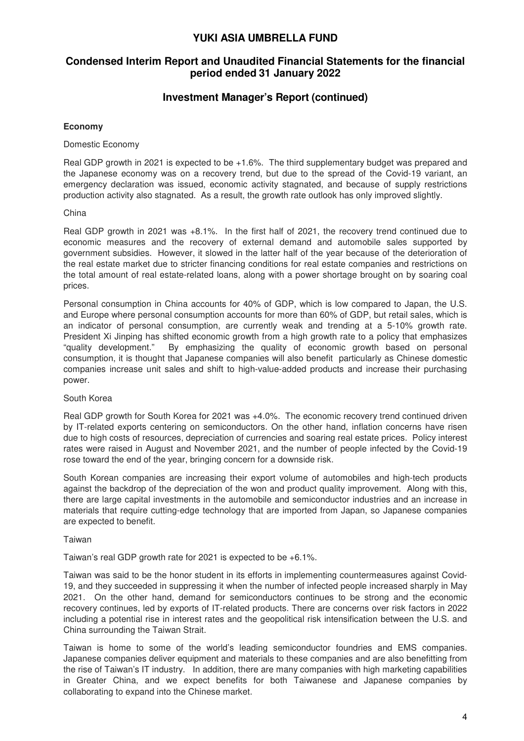# YUKI ASIA UMBRELLA FUND

## Condensed Interim Report and Unaudited Financial Statements for the financial period ended 31 January 2022

## Investment Manager's Report (continued)

**Economy**

Domestic Economy

Real GDP growth in 2021 is expected to be +1.6%. The third supplementary budget was prepared and the Japanese economy was on a recovery trend, but due to the spread of the Covid-19 variant, an emergency declaration was issued, economic activity stagnated, and because of supply restrictions production activity also stagnated. As a result, the growth rate outlook has only improved slightly.

China

Real GDP growth in 2021 was +8.1%. In the first half of 2021, the recovery trend continued due to economic measures and the recovery of external demand and automobile sales supported by government subsidies. However, it slowed in the latter half of the year because of the deterioration of the real estate market due to stricter financing conditions for real estate companies and restrictions on the total amount of real estate-related loans, along with a power shortage brought on by soaring coal prices.

Personal consumption in China accounts for 40% of GDP, which is low compared to Japan, the U.S. and Europe where personal consumption accounts for more than 60% of GDP, but retail sales, which is an indicator of personal consumption, are currently weak and trending at a 5-10% growth rate. President Xi Jinping has shifted economic growth from a high growth rate to a policy that emphasizes "quality development." By emphasizing the quality of economic growth based on personal consumption, it is thought that Japanese companies will also benefit particularly as Chinese domestic companies increase unit sales and shift to high-value-added products and increase their purchasing power.

South Korea

Real GDP growth for South Korea for 2021 was +4.0%. The economic recovery trend continued driven by IT-related exports centering on semiconductors. On the other hand, inflation concerns have risen due to high costs of resources, depreciation of currencies and soaring real estate prices. Policy interest rates were raised in August and November 2021, and the number of people infected by the Covid-19 rose toward the end of the year, bringing concern for a downside risk.

South Korean companies are increasing their export volume of automobiles and high-tech products against the backdrop of the depreciation of the won and product quality improvement. Along with this, there are large capital investments in the automobile and semiconductor industries and an increase in materials that require cutting-edge technology that are imported from Japan, so Japanese companies are expected to benefit.

Taiwan

Taiwan's real GDP growth rate for 2021 is expected to be +6.1%.

Taiwan was said to be the honor student in its efforts in implementing countermeasures against Covid-19, and they succeeded in suppressing it when the number of infected people increased sharply in May 2021. On the other hand, demand for semiconductors continues to be strong and the economic recovery continues, led by exports of IT-related products. There are concerns over risk factors in 2022 including a potential rise in interest rates and the geopolitical risk intensification between the U.S. and China surrounding the Taiwan Strait.

Taiwan is home to some of the world's leading semiconductor foundries and EMS companies. Japanese companies deliver equipment and materials to these companies and are also benefitting from the rise of Taiwan's IT industry. In addition, there are many companies with high marketing capabilities in Greater China, and we expect benefits for both Taiwanese and Japanese companies by collaborating to expand into the Chinese market.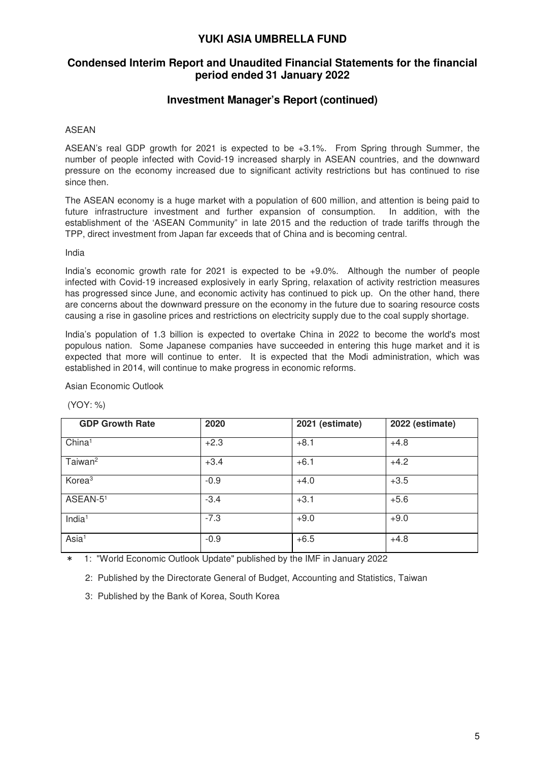## Investment Manager's Report (continued)

ASEAN

ASEAN's real GDP growth for 2021 is expected to be +3.1%. From Spring through Summer, the number of people infected with Covid-19 increased sharply in ASEAN countries, and the downward pressure on the economy increased due to significant activity restrictions but has continued to rise since then.

The ASEAN economy is a huge market with a population of 600 million, and attention is being paid to future infrastructure investment and further expansion of consumption. In addition, with the establishment of the 'ASEAN Community" in late 2015 and the reduction of trade tariffs through the TPP, direct investment from Japan far exceeds that of China and is becoming central.

India

India's economic growth rate for 2021 is expected to be +9.0%. Although the number of people infected with Covid-19 increased explosively in early Spring, relaxation of activity restriction measures has progressed since June, and economic activity has continued to pick up. On the other hand, there are concerns about the downward pressure on the economy in the future due to soaring resource costs causing a rise in gasoline prices and restrictions on electricity supply due to the coal supply shortage.

India's population of 1.3 billion is expected to overtake China in 2022 to become the world's most populous nation. Some Japanese companies have succeeded in entering this huge market and it is expected that more will continue to enter. It is expected that the Modi administration, which was established in 2014, will continue to make progress in economic reforms.

Asian Economic Outlook

(YOY: %)

| GDP Growth Rate | 2020 | 2021 (estimate) | 2022 (estimate) |
|---|---|---|---|
| China[1] | +2.3 | +8.1 | +4.8 |
| Taiwan[2] | +3.4 | +6.1 | +4.2 |
| Korea[3] | -0.9 | +4.0 | +3.5 |
| ASEAN-5[1] | -3.4 | +3.1 | +5.6 |
| India[1] | -7.3 | +9.0 | +9.0 |
| Asia[1] | -0.9 | +6.5 | +4.8 |

* 1: "World Economic Outlook Update" published by the IMF in January 2022

  2: Published by the Directorate General of Budget, Accounting and Statistics, Taiwan

  3: Published by the Bank of Korea, South Korea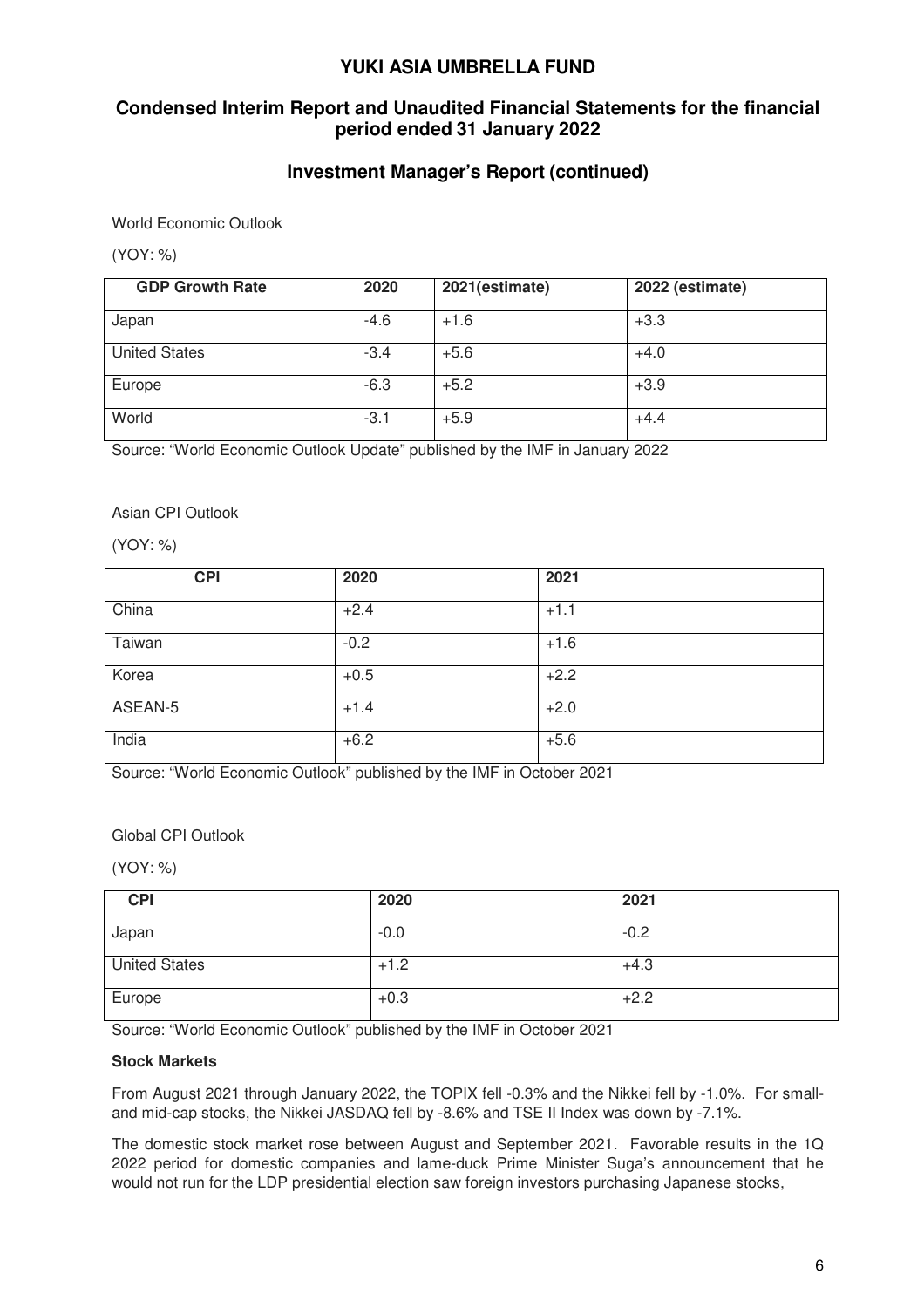# YUKI ASIA UMBRELLA FUND

## Condensed Interim Report and Unaudited Financial Statements for the financial period ended 31 January 2022

## Investment Manager's Report (continued)

World Economic Outlook

(YOY: %)

| GDP Growth Rate | 2020 | 2021(estimate) | 2022 (estimate) |
|---|---|---|---|
| Japan | -4.6 | +1.6 | +3.3 |
| United States | -3.4 | +5.6 | +4.0 |
| Europe | -6.3 | +5.2 | +3.9 |
| World | -3.1 | +5.9 | +4.4 |

Source: "World Economic Outlook Update" published by the IMF in January 2022

Asian CPI Outlook

(YOY: %)

| CPI | 2020 | 2021 |
|---|---|---|
| China | +2.4 | +1.1 |
| Taiwan | -0.2 | +1.6 |
| Korea | +0.5 | +2.2 |
| ASEAN-5 | +1.4 | +2.0 |
| India | +6.2 | +5.6 |

Source: "World Economic Outlook" published by the IMF in October 2021

Global CPI Outlook

(YOY: %)

| CPI | 2020 | 2021 |
|---|---|---|
| Japan | -0.0 | -0.2 |
| United States | +1.2 | +4.3 |
| Europe | +0.3 | +2.2 |

Source: "World Economic Outlook" published by the IMF in October 2021

**Stock Markets**

From August 2021 through January 2022, the TOPIX fell -0.3% and the Nikkei fell by -1.0%. For small- and mid-cap stocks, the Nikkei JASDAQ fell by -8.6% and TSE II Index was down by -7.1%.

The domestic stock market rose between August and September 2021. Favorable results in the 1Q 2022 period for domestic companies and lame-duck Prime Minister Suga's announcement that he would not run for the LDP presidential election saw foreign investors purchasing Japanese stocks,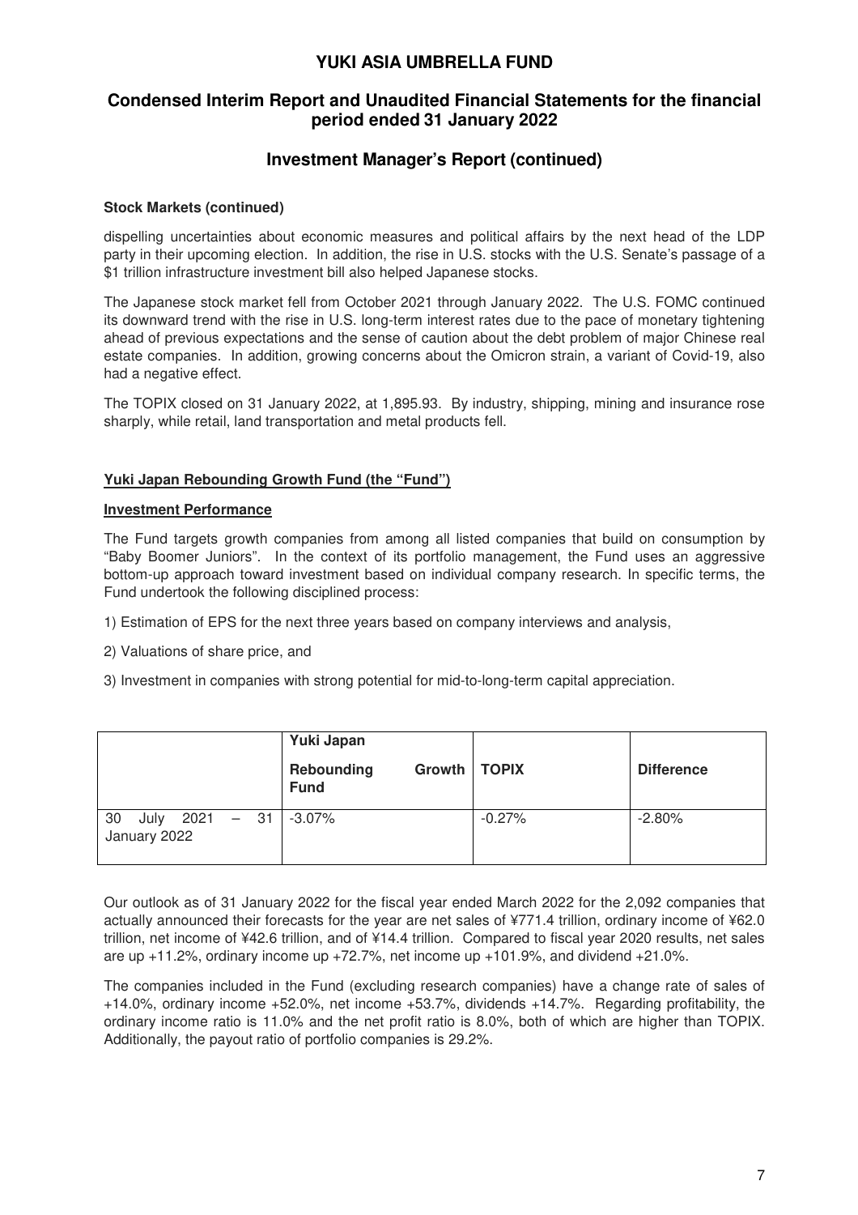# YUKI ASIA UMBRELLA FUND

## Condensed Interim Report and Unaudited Financial Statements for the financial period ended 31 January 2022

## Investment Manager's Report (continued)

**Stock Markets (continued)**

dispelling uncertainties about economic measures and political affairs by the next head of the LDP party in their upcoming election. In addition, the rise in U.S. stocks with the U.S. Senate's passage of a $1 trillion infrastructure investment bill also helped Japanese stocks.

The Japanese stock market fell from October 2021 through January 2022. The U.S. FOMC continued its downward trend with the rise in U.S. long-term interest rates due to the pace of monetary tightening ahead of previous expectations and the sense of caution about the debt problem of major Chinese real estate companies. In addition, growing concerns about the Omicron strain, a variant of Covid-19, also had a negative effect.

The TOPIX closed on 31 January 2022, at 1,895.93. By industry, shipping, mining and insurance rose sharply, while retail, land transportation and metal products fell.

**Yuki Japan Rebounding Growth Fund (the "Fund")**

**Investment Performance**

The Fund targets growth companies from among all listed companies that build on consumption by "Baby Boomer Juniors". In the context of its portfolio management, the Fund uses an aggressive bottom-up approach toward investment based on individual company research. In specific terms, the Fund undertook the following disciplined process:

1) Estimation of EPS for the next three years based on company interviews and analysis,

2) Valuations of share price, and

3) Investment in companies with strong potential for mid-to-long-term capital appreciation.

| | Yuki Japan Rebounding Growth Fund | TOPIX | Difference |
|---|---|---|---|
| 30 July 2021 – 31 January 2022 | -3.07% | -0.27% | -2.80% |

Our outlook as of 31 January 2022 for the fiscal year ended March 2022 for the 2,092 companies that actually announced their forecasts for the year are net sales of ¥771.4 trillion, ordinary income of ¥62.0 trillion, net income of ¥42.6 trillion, and of ¥14.4 trillion. Compared to fiscal year 2020 results, net sales are up +11.2%, ordinary income up +72.7%, net income up +101.9%, and dividend +21.0%.

The companies included in the Fund (excluding research companies) have a change rate of sales of +14.0%, ordinary income +52.0%, net income +53.7%, dividends +14.7%. Regarding profitability, the ordinary income ratio is 11.0% and the net profit ratio is 8.0%, both of which are higher than TOPIX. Additionally, the payout ratio of portfolio companies is 29.2%.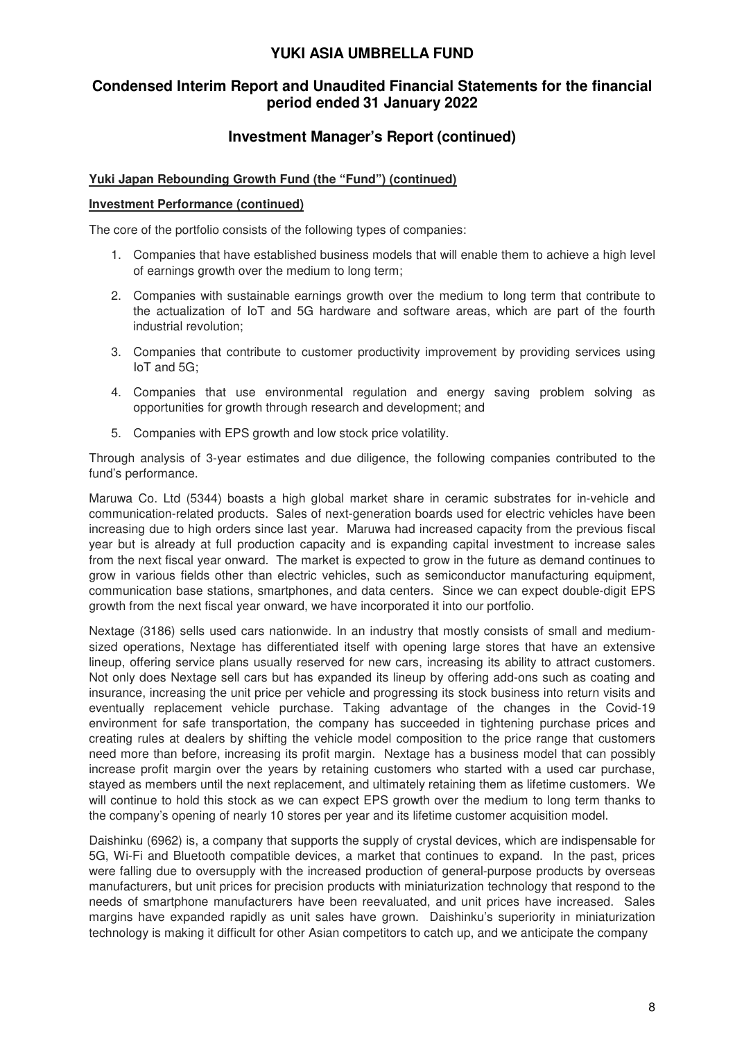# YUKI ASIA UMBRELLA FUND

## Condensed Interim Report and Unaudited Financial Statements for the financial period ended 31 January 2022

## Investment Manager's Report (continued)

**Yuki Japan Rebounding Growth Fund (the "Fund") (continued)**

**Investment Performance (continued)**

The core of the portfolio consists of the following types of companies:

1. Companies that have established business models that will enable them to achieve a high level of earnings growth over the medium to long term;
2. Companies with sustainable earnings growth over the medium to long term that contribute to the actualization of IoT and 5G hardware and software areas, which are part of the fourth industrial revolution;
3. Companies that contribute to customer productivity improvement by providing services using IoT and 5G;
4. Companies that use environmental regulation and energy saving problem solving as opportunities for growth through research and development; and
5. Companies with EPS growth and low stock price volatility.

Through analysis of 3-year estimates and due diligence, the following companies contributed to the fund's performance.

Maruwa Co. Ltd (5344) boasts a high global market share in ceramic substrates for in-vehicle and communication-related products. Sales of next-generation boards used for electric vehicles have been increasing due to high orders since last year. Maruwa had increased capacity from the previous fiscal year but is already at full production capacity and is expanding capital investment to increase sales from the next fiscal year onward. The market is expected to grow in the future as demand continues to grow in various fields other than electric vehicles, such as semiconductor manufacturing equipment, communication base stations, smartphones, and data centers. Since we can expect double-digit EPS growth from the next fiscal year onward, we have incorporated it into our portfolio.

Nextage (3186) sells used cars nationwide. In an industry that mostly consists of small and medium-sized operations, Nextage has differentiated itself with opening large stores that have an extensive lineup, offering service plans usually reserved for new cars, increasing its ability to attract customers. Not only does Nextage sell cars but has expanded its lineup by offering add-ons such as coating and insurance, increasing the unit price per vehicle and progressing its stock business into return visits and eventually replacement vehicle purchase. Taking advantage of the changes in the Covid-19 environment for safe transportation, the company has succeeded in tightening purchase prices and creating rules at dealers by shifting the vehicle model composition to the price range that customers need more than before, increasing its profit margin. Nextage has a business model that can possibly increase profit margin over the years by retaining customers who started with a used car purchase, stayed as members until the next replacement, and ultimately retaining them as lifetime customers. We will continue to hold this stock as we can expect EPS growth over the medium to long term thanks to the company's opening of nearly 10 stores per year and its lifetime customer acquisition model.

Daishinku (6962) is, a company that supports the supply of crystal devices, which are indispensable for 5G, Wi-Fi and Bluetooth compatible devices, a market that continues to expand. In the past, prices were falling due to oversupply with the increased production of general-purpose products by overseas manufacturers, but unit prices for precision products with miniaturization technology that respond to the needs of smartphone manufacturers have been reevaluated, and unit prices have increased. Sales margins have expanded rapidly as unit sales have grown. Daishinku's superiority in miniaturization technology is making it difficult for other Asian competitors to catch up, and we anticipate the company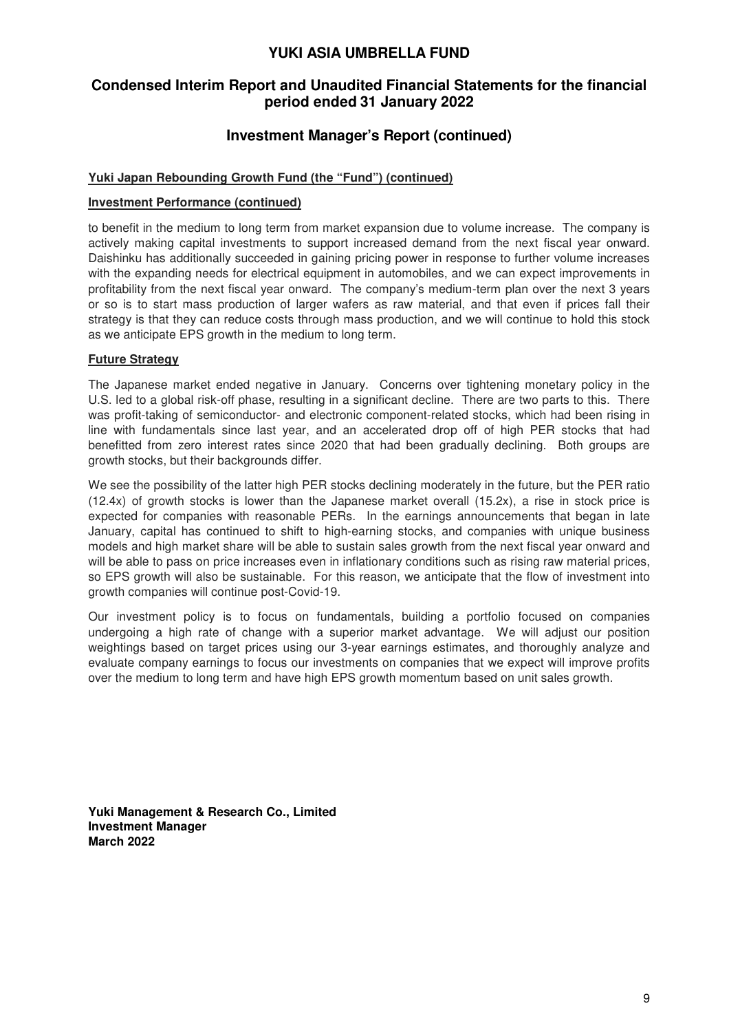### Yuki Japan Rebounding Growth Fund (the "Fund") (continued)

#### Investment Performance (continued)

to benefit in the medium to long term from market expansion due to volume increase. The company is actively making capital investments to support increased demand from the next fiscal year onward. Daishinku has additionally succeeded in gaining pricing power in response to further volume increases with the expanding needs for electrical equipment in automobiles, and we can expect improvements in profitability from the next fiscal year onward. The company's medium-term plan over the next 3 years or so is to start mass production of larger wafers as raw material, and that even if prices fall their strategy is that they can reduce costs through mass production, and we will continue to hold this stock as we anticipate EPS growth in the medium to long term.

#### Future Strategy

The Japanese market ended negative in January. Concerns over tightening monetary policy in the U.S. led to a global risk-off phase, resulting in a significant decline. There are two parts to this. There was profit-taking of semiconductor- and electronic component-related stocks, which had been rising in line with fundamentals since last year, and an accelerated drop off of high PER stocks that had benefitted from zero interest rates since 2020 that had been gradually declining. Both groups are growth stocks, but their backgrounds differ.

We see the possibility of the latter high PER stocks declining moderately in the future, but the PER ratio (12.4x) of growth stocks is lower than the Japanese market overall (15.2x), a rise in stock price is expected for companies with reasonable PERs. In the earnings announcements that began in late January, capital has continued to shift to high-earning stocks, and companies with unique business models and high market share will be able to sustain sales growth from the next fiscal year onward and will be able to pass on price increases even in inflationary conditions such as rising raw material prices, so EPS growth will also be sustainable. For this reason, we anticipate that the flow of investment into growth companies will continue post-Covid-19.

Our investment policy is to focus on fundamentals, building a portfolio focused on companies undergoing a high rate of change with a superior market advantage. We will adjust our position weightings based on target prices using our 3-year earnings estimates, and thoroughly analyze and evaluate company earnings to focus our investments on companies that we expect will improve profits over the medium to long term and have high EPS growth momentum based on unit sales growth.

**Yuki Management & Research Co., Limited**
**Investment Manager**
**March 2022**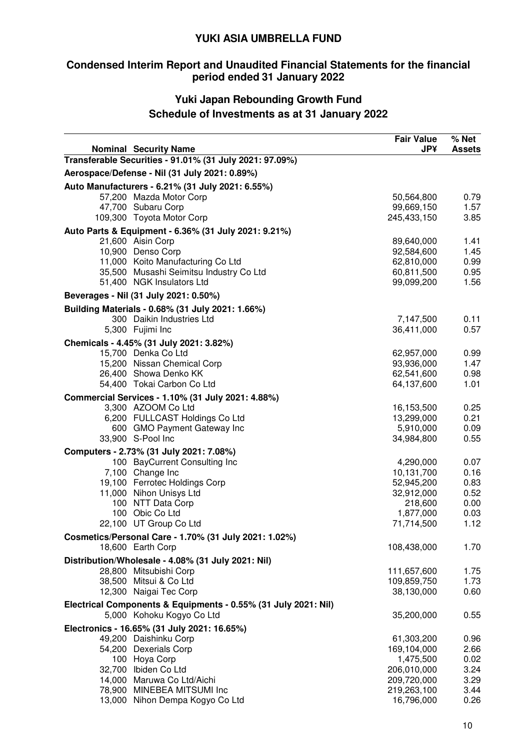# YUKI ASIA UMBRELLA FUND

## Condensed Interim Report and Unaudited Financial Statements for the financial period ended 31 January 2022

### Yuki Japan Rebounding Growth Fund
### Schedule of Investments as at 31 January 2022

| Nominal | Security Name | Fair Value JP¥ | % Net Assets |
|---|---|---|---|
| **Transferable Securities - 91.01% (31 July 2021: 97.09%)** | | | |
| **Aerospace/Defense - Nil (31 July 2021: 0.89%)** | | | |
| **Auto Manufacturers - 6.21% (31 July 2021: 6.55%)** | | | |
| 57,200 | Mazda Motor Corp | 50,564,800 | 0.79 |
| 47,700 | Subaru Corp | 99,669,150 | 1.57 |
| 109,300 | Toyota Motor Corp | 245,433,150 | 3.85 |
| **Auto Parts & Equipment - 6.36% (31 July 2021: 9.21%)** | | | |
| 21,600 | Aisin Corp | 89,640,000 | 1.41 |
| 10,900 | Denso Corp | 92,584,600 | 1.45 |
| 11,000 | Koito Manufacturing Co Ltd | 62,810,000 | 0.99 |
| 35,500 | Musashi Seimitsu Industry Co Ltd | 60,811,500 | 0.95 |
| 51,400 | NGK Insulators Ltd | 99,099,200 | 1.56 |
| **Beverages - Nil (31 July 2021: 0.50%)** | | | |
| **Building Materials - 0.68% (31 July 2021: 1.66%)** | | | |
| 300 | Daikin Industries Ltd | 7,147,500 | 0.11 |
| 5,300 | Fujimi Inc | 36,411,000 | 0.57 |
| **Chemicals - 4.45% (31 July 2021: 3.82%)** | | | |
| 15,700 | Denka Co Ltd | 62,957,000 | 0.99 |
| 15,200 | Nissan Chemical Corp | 93,936,000 | 1.47 |
| 26,400 | Showa Denko KK | 62,541,600 | 0.98 |
| 54,400 | Tokai Carbon Co Ltd | 64,137,600 | 1.01 |
| **Commercial Services - 1.10% (31 July 2021: 4.88%)** | | | |
| 3,300 | AZOOM Co Ltd | 16,153,500 | 0.25 |
| 6,200 | FULLCAST Holdings Co Ltd | 13,299,000 | 0.21 |
| 600 | GMO Payment Gateway Inc | 5,910,000 | 0.09 |
| 33,900 | S-Pool Inc | 34,984,800 | 0.55 |
| **Computers - 2.73% (31 July 2021: 7.08%)** | | | |
| 100 | BayCurrent Consulting Inc | 4,290,000 | 0.07 |
| 7,100 | Change Inc | 10,131,700 | 0.16 |
| 19,100 | Ferrotec Holdings Corp | 52,945,200 | 0.83 |
| 11,000 | Nihon Unisys Ltd | 32,912,000 | 0.52 |
| 100 | NTT Data Corp | 218,600 | 0.00 |
| 100 | Obic Co Ltd | 1,877,000 | 0.03 |
| 22,100 | UT Group Co Ltd | 71,714,500 | 1.12 |
| **Cosmetics/Personal Care - 1.70% (31 July 2021: 1.02%)** | | | |
| 18,600 | Earth Corp | 108,438,000 | 1.70 |
| **Distribution/Wholesale - 4.08% (31 July 2021: Nil)** | | | |
| 28,800 | Mitsubishi Corp | 111,657,600 | 1.75 |
| 38,500 | Mitsui & Co Ltd | 109,859,750 | 1.73 |
| 12,300 | Naigai Tec Corp | 38,130,000 | 0.60 |
| **Electrical Components & Equipments - 0.55% (31 July 2021: Nil)** | | | |
| 5,000 | Kohoku Kogyo Co Ltd | 35,200,000 | 0.55 |
| **Electronics - 16.65% (31 July 2021: 16.65%)** | | | |
| 49,200 | Daishinku Corp | 61,303,200 | 0.96 |
| 54,200 | Dexerials Corp | 169,104,000 | 2.66 |
| 100 | Hoya Corp | 1,475,500 | 0.02 |
| 32,700 | Ibiden Co Ltd | 206,010,000 | 3.24 |
| 14,000 | Maruwa Co Ltd/Aichi | 209,720,000 | 3.29 |
| 78,900 | MINEBEA MITSUMI Inc | 219,263,100 | 3.44 |
| 13,000 | Nihon Dempa Kogyo Co Ltd | 16,796,000 | 0.26 |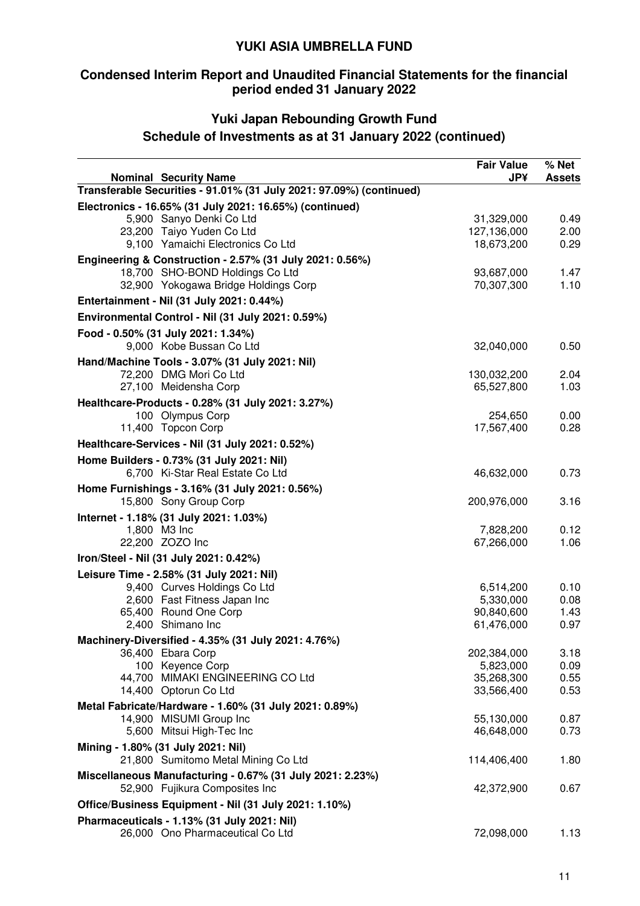# YUKI ASIA UMBRELLA FUND

## Condensed Interim Report and Unaudited Financial Statements for the financial period ended 31 January 2022

## Yuki Japan Rebounding Growth Fund
## Schedule of Investments as at 31 January 2022 (continued)

| Nominal | Security Name | Fair Value JP¥ | % Net Assets |
|---|---|---|---|
| **Transferable Securities - 91.01% (31 July 2021: 97.09%) (continued)** | | | |
| **Electronics - 16.65% (31 July 2021: 16.65%) (continued)** | | | |
| 5,900 | Sanyo Denki Co Ltd | 31,329,000 | 0.49 |
| 23,200 | Taiyo Yuden Co Ltd | 127,136,000 | 2.00 |
| 9,100 | Yamaichi Electronics Co Ltd | 18,673,200 | 0.29 |
| **Engineering & Construction - 2.57% (31 July 2021: 0.56%)** | | | |
| 18,700 | SHO-BOND Holdings Co Ltd | 93,687,000 | 1.47 |
| 32,900 | Yokogawa Bridge Holdings Corp | 70,307,300 | 1.10 |
| **Entertainment - Nil (31 July 2021: 0.44%)** | | | |
| **Environmental Control - Nil (31 July 2021: 0.59%)** | | | |
| **Food - 0.50% (31 July 2021: 1.34%)** | | | |
| 9,000 | Kobe Bussan Co Ltd | 32,040,000 | 0.50 |
| **Hand/Machine Tools - 3.07% (31 July 2021: Nil)** | | | |
| 72,200 | DMG Mori Co Ltd | 130,032,200 | 2.04 |
| 27,100 | Meidensha Corp | 65,527,800 | 1.03 |
| **Healthcare-Products - 0.28% (31 July 2021: 3.27%)** | | | |
| 100 | Olympus Corp | 254,650 | 0.00 |
| 11,400 | Topcon Corp | 17,567,400 | 0.28 |
| **Healthcare-Services - Nil (31 July 2021: 0.52%)** | | | |
| **Home Builders - 0.73% (31 July 2021: Nil)** | | | |
| 6,700 | Ki-Star Real Estate Co Ltd | 46,632,000 | 0.73 |
| **Home Furnishings - 3.16% (31 July 2021: 0.56%)** | | | |
| 15,800 | Sony Group Corp | 200,976,000 | 3.16 |
| **Internet - 1.18% (31 July 2021: 1.03%)** | | | |
| 1,800 | M3 Inc | 7,828,200 | 0.12 |
| 22,200 | ZOZO Inc | 67,266,000 | 1.06 |
| **Iron/Steel - Nil (31 July 2021: 0.42%)** | | | |
| **Leisure Time - 2.58% (31 July 2021: Nil)** | | | |
| 9,400 | Curves Holdings Co Ltd | 6,514,200 | 0.10 |
| 2,600 | Fast Fitness Japan Inc | 5,330,000 | 0.08 |
| 65,400 | Round One Corp | 90,840,600 | 1.43 |
| 2,400 | Shimano Inc | 61,476,000 | 0.97 |
| **Machinery-Diversified - 4.35% (31 July 2021: 4.76%)** | | | |
| 36,400 | Ebara Corp | 202,384,000 | 3.18 |
| 100 | Keyence Corp | 5,823,000 | 0.09 |
| 44,700 | MIMAKI ENGINEERING CO Ltd | 35,268,300 | 0.55 |
| 14,400 | Optorun Co Ltd | 33,566,400 | 0.53 |
| **Metal Fabricate/Hardware - 1.60% (31 July 2021: 0.89%)** | | | |
| 14,900 | MISUMI Group Inc | 55,130,000 | 0.87 |
| 5,600 | Mitsui High-Tec Inc | 46,648,000 | 0.73 |
| **Mining - 1.80% (31 July 2021: Nil)** | | | |
| 21,800 | Sumitomo Metal Mining Co Ltd | 114,406,400 | 1.80 |
| **Miscellaneous Manufacturing - 0.67% (31 July 2021: 2.23%)** | | | |
| 52,900 | Fujikura Composites Inc | 42,372,900 | 0.67 |
| **Office/Business Equipment - Nil (31 July 2021: 1.10%)** | | | |
| **Pharmaceuticals - 1.13% (31 July 2021: Nil)** | | | |
| 26,000 | Ono Pharmaceutical Co Ltd | 72,098,000 | 1.13 |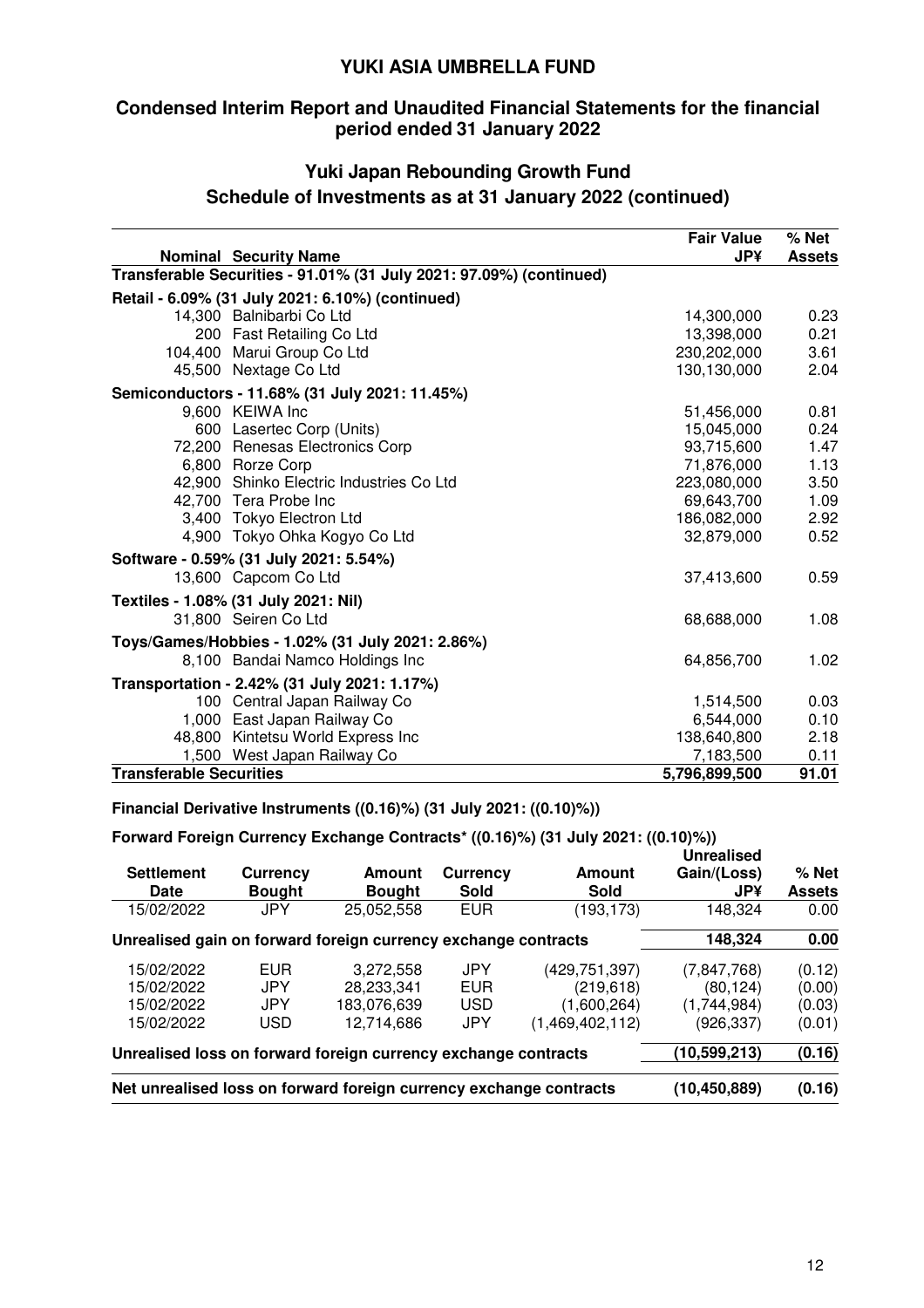# YUKI ASIA UMBRELLA FUND

## Condensed Interim Report and Unaudited Financial Statements for the financial period ended 31 January 2022

## Yuki Japan Rebounding Growth Fund
## Schedule of Investments as at 31 January 2022 (continued)

| Nominal | Security Name | Fair Value JP¥ | % Net Assets |
|---|---|---|---|
| **Transferable Securities - 91.01% (31 July 2021: 97.09%) (continued)** | | | |
| **Retail - 6.09% (31 July 2021: 6.10%) (continued)** | | | |
| 14,300 | Balnibarbi Co Ltd | 14,300,000 | 0.23 |
| 200 | Fast Retailing Co Ltd | 13,398,000 | 0.21 |
| 104,400 | Marui Group Co Ltd | 230,202,000 | 3.61 |
| 45,500 | Nextage Co Ltd | 130,130,000 | 2.04 |
| **Semiconductors - 11.68% (31 July 2021: 11.45%)** | | | |
| 9,600 | KEIWA Inc | 51,456,000 | 0.81 |
| 600 | Lasertec Corp (Units) | 15,045,000 | 0.24 |
| 72,200 | Renesas Electronics Corp | 93,715,600 | 1.47 |
| 6,800 | Rorze Corp | 71,876,000 | 1.13 |
| 42,900 | Shinko Electric Industries Co Ltd | 223,080,000 | 3.50 |
| 42,700 | Tera Probe Inc | 69,643,700 | 1.09 |
| 3,400 | Tokyo Electron Ltd | 186,082,000 | 2.92 |
| 4,900 | Tokyo Ohka Kogyo Co Ltd | 32,879,000 | 0.52 |
| **Software - 0.59% (31 July 2021: 5.54%)** | | | |
| 13,600 | Capcom Co Ltd | 37,413,600 | 0.59 |
| **Textiles - 1.08% (31 July 2021: Nil)** | | | |
| 31,800 | Seiren Co Ltd | 68,688,000 | 1.08 |
| **Toys/Games/Hobbies - 1.02% (31 July 2021: 2.86%)** | | | |
| 8,100 | Bandai Namco Holdings Inc | 64,856,700 | 1.02 |
| **Transportation - 2.42% (31 July 2021: 1.17%)** | | | |
| 100 | Central Japan Railway Co | 1,514,500 | 0.03 |
| 1,000 | East Japan Railway Co | 6,544,000 | 0.10 |
| 48,800 | Kintetsu World Express Inc | 138,640,800 | 2.18 |
| 1,500 | West Japan Railway Co | 7,183,500 | 0.11 |
| **Transferable Securities** | | **5,796,899,500** | **91.01** |

**Financial Derivative Instruments ((0.16)%) (31 July 2021: ((0.10)%))**

**Forward Foreign Currency Exchange Contracts* ((0.16)%) (31 July 2021: ((0.10)%))**

| Settlement Date | Currency Bought | Amount Bought | Currency Sold | Amount Sold | Unrealised Gain/(Loss) JP¥ | % Net Assets |
|---|---|---|---|---|---|---|
| 15/02/2022 | JPY | 25,052,558 | EUR | (193,173) | 148,324 | 0.00 |
| **Unrealised gain on forward foreign currency exchange contracts** | | | | | **148,324** | **0.00** |
| 15/02/2022 | EUR | 3,272,558 | JPY | (429,751,397) | (7,847,768) | (0.12) |
| 15/02/2022 | JPY | 28,233,341 | EUR | (219,618) | (80,124) | (0.00) |
| 15/02/2022 | JPY | 183,076,639 | USD | (1,600,264) | (1,744,984) | (0.03) |
| 15/02/2022 | USD | 12,714,686 | JPY | (1,469,402,112) | (926,337) | (0.01) |
| **Unrealised loss on forward foreign currency exchange contracts** | | | | | **(10,599,213)** | **(0.16)** |
| **Net unrealised loss on forward foreign currency exchange contracts** | | | | | **(10,450,889)** | **(0.16)** |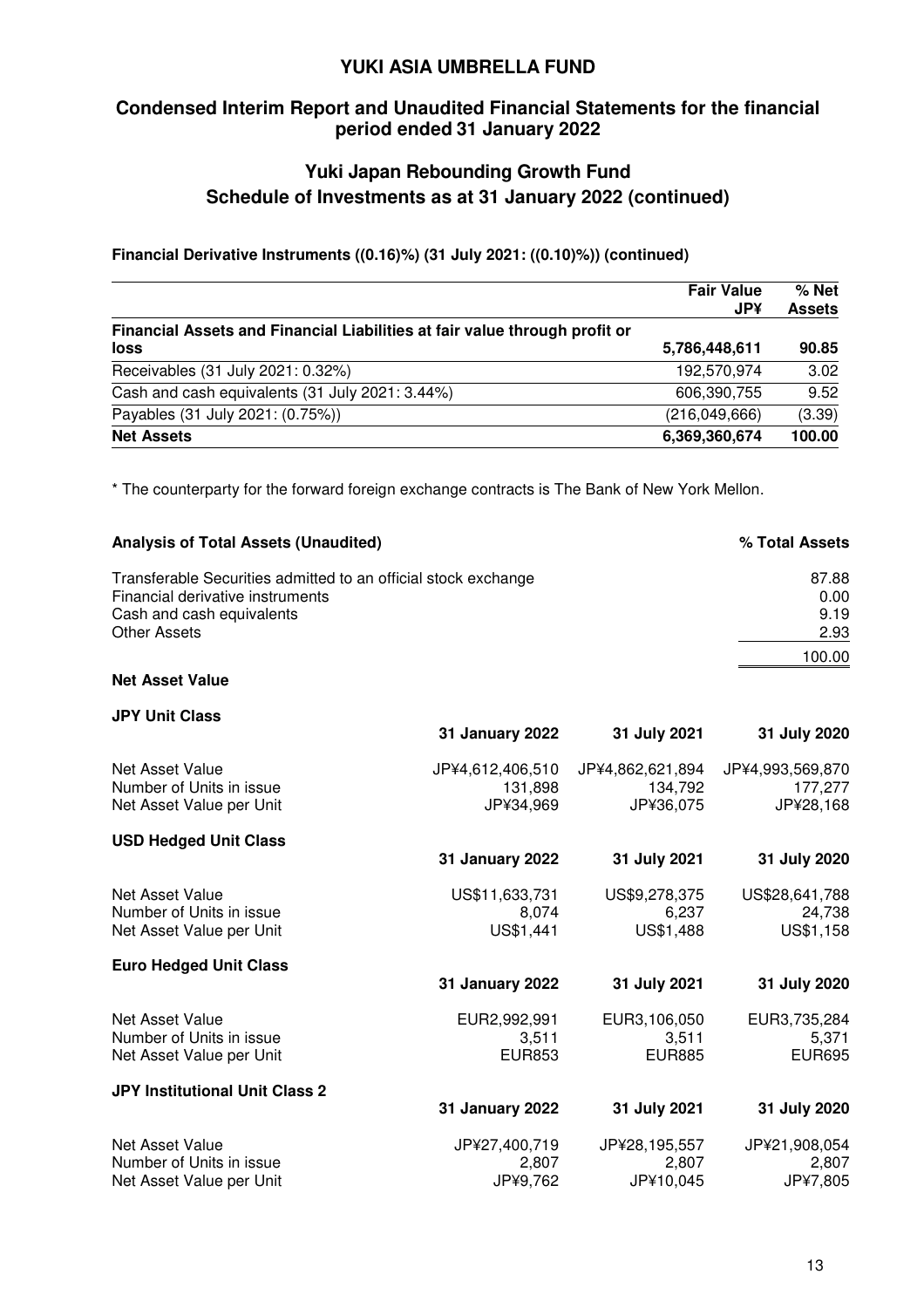# YUKI ASIA UMBRELLA FUND

## Condensed Interim Report and Unaudited Financial Statements for the financial period ended 31 January 2022

## Yuki Japan Rebounding Growth Fund
## Schedule of Investments as at 31 January 2022 (continued)

**Financial Derivative Instruments ((0.16)%) (31 July 2021: ((0.10)%)) (continued)**

| | Fair Value JP¥ | % Net Assets |
|---|---|---|
| **Financial Assets and Financial Liabilities at fair value through profit or loss** | **5,786,448,611** | **90.85** |
| Receivables (31 July 2021: 0.32%) | 192,570,974 | 3.02 |
| Cash and cash equivalents (31 July 2021: 3.44%) | 606,390,755 | 9.52 |
| Payables (31 July 2021: (0.75%)) | (216,049,666) | (3.39) |
| **Net Assets** | **6,369,360,674** | **100.00** |

\* The counterparty for the forward foreign exchange contracts is The Bank of New York Mellon.

| **Analysis of Total Assets (Unaudited)** | **% Total Assets** |
|---|---|
| Transferable Securities admitted to an official stock exchange | 87.88 |
| Financial derivative instruments | 0.00 |
| Cash and cash equivalents | 9.19 |
| Other Assets | 2.93 |
| | 100.00 |

**Net Asset Value**

**JPY Unit Class**

| | 31 January 2022 | 31 July 2021 | 31 July 2020 |
|---|---|---|---|
| Net Asset Value | JP¥4,612,406,510 | JP¥4,862,621,894 | JP¥4,993,569,870 |
| Number of Units in issue | 131,898 | 134,792 | 177,277 |
| Net Asset Value per Unit | JP¥34,969 | JP¥36,075 | JP¥28,168 |

**USD Hedged Unit Class**

| | 31 January 2022 | 31 July 2021 | 31 July 2020 |
|---|---|---|---|
| Net Asset Value | US$11,633,731 | US$9,278,375 | US$28,641,788 |
| Number of Units in issue | 8,074 | 6,237 | 24,738 |
| Net Asset Value per Unit | US$1,441 | US$1,488 | US$1,158 |

**Euro Hedged Unit Class**

| | 31 January 2022 | 31 July 2021 | 31 July 2020 |
|---|---|---|---|
| Net Asset Value | EUR2,992,991 | EUR3,106,050 | EUR3,735,284 |
| Number of Units in issue | 3,511 | 3,511 | 5,371 |
| Net Asset Value per Unit | EUR853 | EUR885 | EUR695 |

**JPY Institutional Unit Class 2**

| | 31 January 2022 | 31 July 2021 | 31 July 2020 |
|---|---|---|---|
| Net Asset Value | JP¥27,400,719 | JP¥28,195,557 | JP¥21,908,054 |
| Number of Units in issue | 2,807 | 2,807 | 2,807 |
| Net Asset Value per Unit | JP¥9,762 | JP¥10,045 | JP¥7,805 |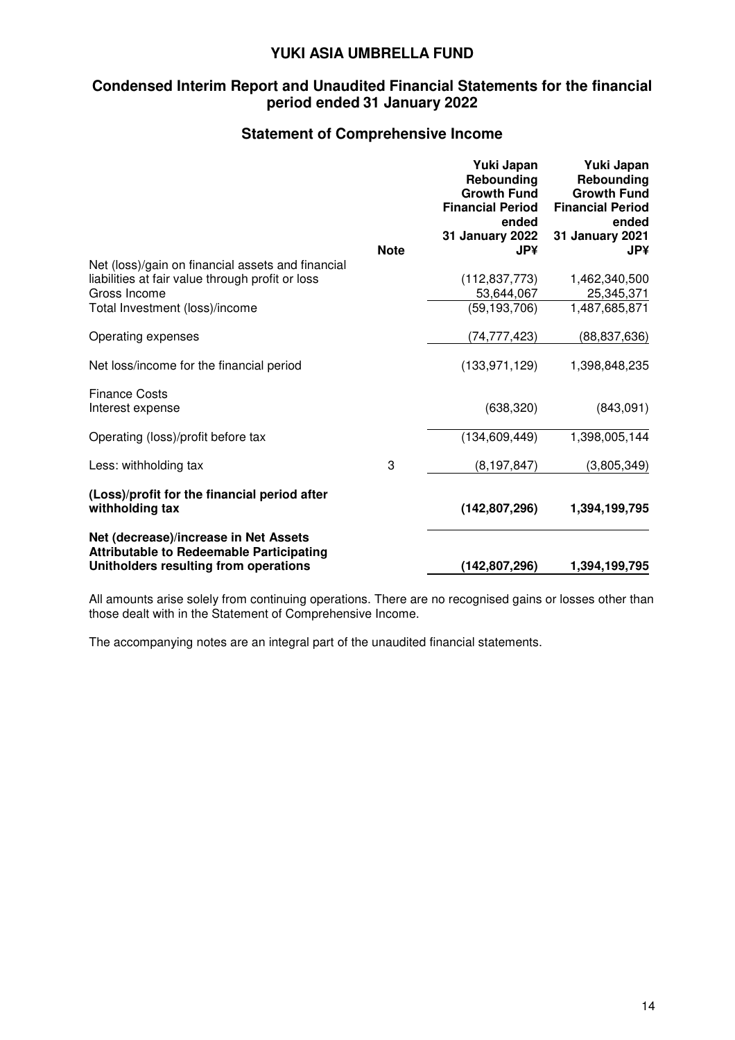# YUKI ASIA UMBRELLA FUND

## Condensed Interim Report and Unaudited Financial Statements for the financial period ended 31 January 2022

## Statement of Comprehensive Income

| | Note | Yuki Japan Rebounding Growth Fund Financial Period ended 31 January 2022 JP¥ | Yuki Japan Rebounding Growth Fund Financial Period ended 31 January 2021 JP¥ |
|---|---|---|---|
| Net (loss)/gain on financial assets and financial liabilities at fair value through profit or loss | | (112,837,773) | 1,462,340,500 |
| Gross Income | | 53,644,067 | 25,345,371 |
| Total Investment (loss)/income | | (59,193,706) | 1,487,685,871 |
| Operating expenses | | (74,777,423) | (88,837,636) |
| Net loss/income for the financial period | | (133,971,129) | 1,398,848,235 |
| Finance Costs | | | |
| Interest expense | | (638,320) | (843,091) |
| Operating (loss)/profit before tax | | (134,609,449) | 1,398,005,144 |
| Less: withholding tax | 3 | (8,197,847) | (3,805,349) |
| **(Loss)/profit for the financial period after withholding tax** | | **(142,807,296)** | **1,394,199,795** |
| **Net (decrease)/increase in Net Assets Attributable to Redeemable Participating Unitholders resulting from operations** | | **(142,807,296)** | **1,394,199,795** |

All amounts arise solely from continuing operations. There are no recognised gains or losses other than those dealt with in the Statement of Comprehensive Income.

The accompanying notes are an integral part of the unaudited financial statements.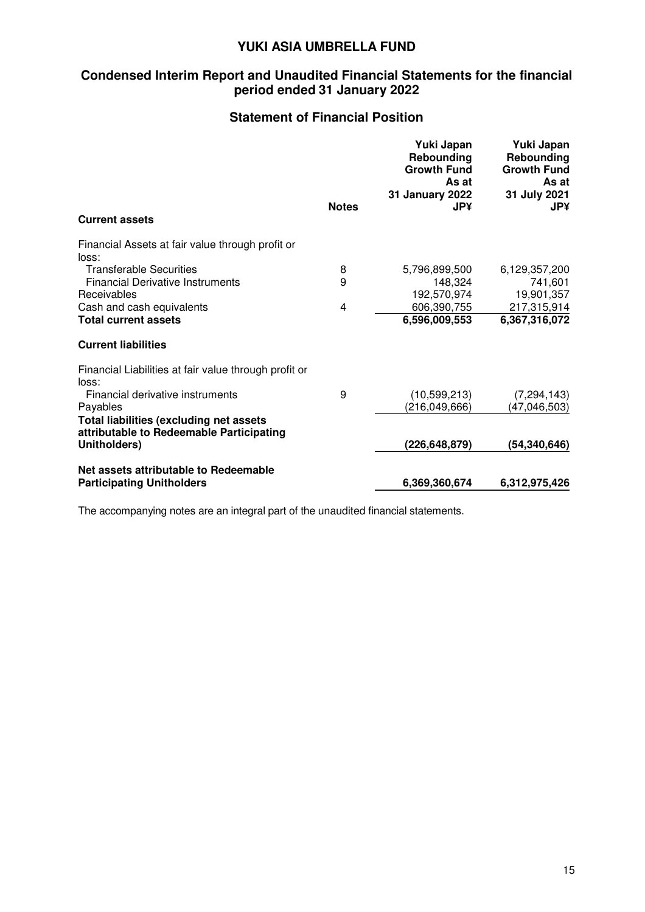# YUKI ASIA UMBRELLA FUND

## Condensed Interim Report and Unaudited Financial Statements for the financial period ended 31 January 2022

## Statement of Financial Position

| | Notes | Yuki Japan Rebounding Growth Fund As at 31 January 2022 JP¥ | Yuki Japan Rebounding Growth Fund As at 31 July 2021 JP¥ |
|---|---|---|---|
| **Current assets** | | | |
| Financial Assets at fair value through profit or loss: | | | |
| Transferable Securities | 8 | 5,796,899,500 | 6,129,357,200 |
| Financial Derivative Instruments | 9 | 148,324 | 741,601 |
| Receivables | | 192,570,974 | 19,901,357 |
| Cash and cash equivalents | 4 | 606,390,755 | 217,315,914 |
| **Total current assets** | | **6,596,009,553** | **6,367,316,072** |
| **Current liabilities** | | | |
| Financial Liabilities at fair value through profit or loss: | | | |
| Financial derivative instruments | 9 | (10,599,213) | (7,294,143) |
| Payables | | (216,049,666) | (47,046,503) |
| **Total liabilities (excluding net assets attributable to Redeemable Participating Unitholders)** | | **(226,648,879)** | **(54,340,646)** |
| **Net assets attributable to Redeemable Participating Unitholders** | | **6,369,360,674** | **6,312,975,426** |

The accompanying notes are an integral part of the unaudited financial statements.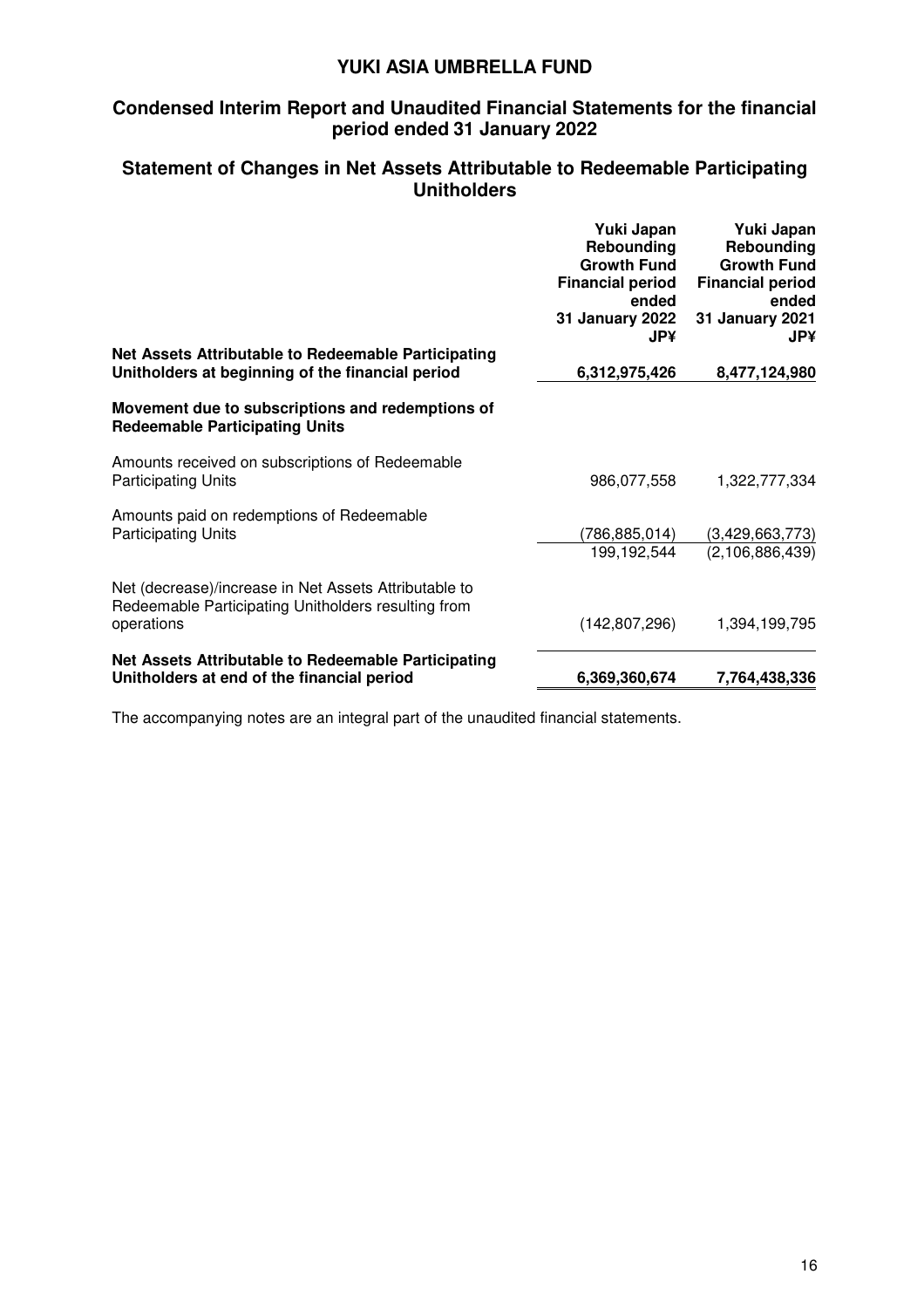# YUKI ASIA UMBRELLA FUND

## Condensed Interim Report and Unaudited Financial Statements for the financial period ended 31 January 2022

## Statement of Changes in Net Assets Attributable to Redeemable Participating Unitholders

| | Yuki Japan Rebounding Growth Fund Financial period ended 31 January 2022 JP¥ | Yuki Japan Rebounding Growth Fund Financial period ended 31 January 2021 JP¥ |
|---|---|---|
| **Net Assets Attributable to Redeemable Participating Unitholders at beginning of the financial period** | **6,312,975,426** | **8,477,124,980** |
| **Movement due to subscriptions and redemptions of Redeemable Participating Units** | | |
| Amounts received on subscriptions of Redeemable Participating Units | 986,077,558 | 1,322,777,334 |
| Amounts paid on redemptions of Redeemable Participating Units | (786,885,014) | (3,429,663,773) |
| | 199,192,544 | (2,106,886,439) |
| Net (decrease)/increase in Net Assets Attributable to Redeemable Participating Unitholders resulting from operations | (142,807,296) | 1,394,199,795 |
| **Net Assets Attributable to Redeemable Participating Unitholders at end of the financial period** | **6,369,360,674** | **7,764,438,336** |

The accompanying notes are an integral part of the unaudited financial statements.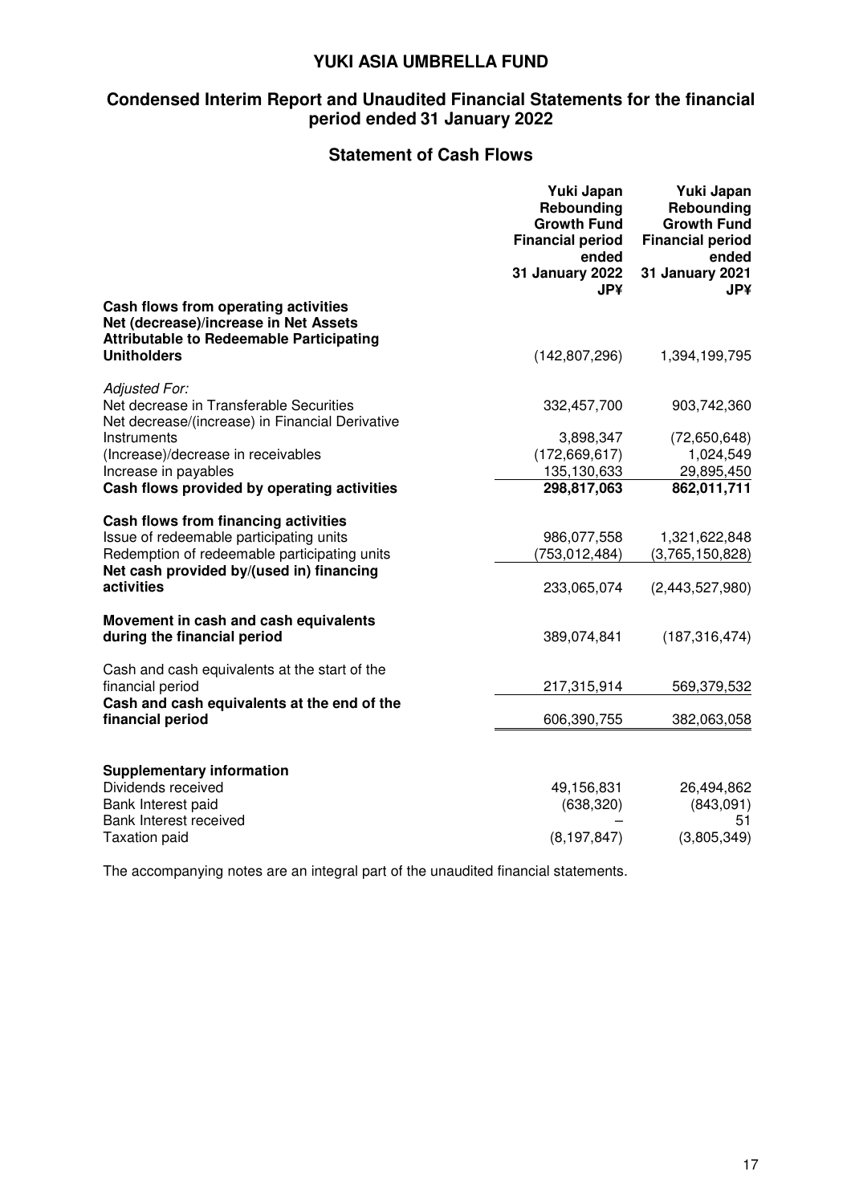# YUKI ASIA UMBRELLA FUND

## Condensed Interim Report and Unaudited Financial Statements for the financial period ended 31 January 2022

### Statement of Cash Flows

| | Yuki Japan Rebounding Growth Fund Financial period ended 31 January 2022 JP¥ | Yuki Japan Rebounding Growth Fund Financial period ended 31 January 2021 JP¥ |
|---|---|---|
| **Cash flows from operating activities** | | |
| **Net (decrease)/increase in Net Assets Attributable to Redeemable Participating Unitholders** | (142,807,296) | 1,394,199,795 |
| *Adjusted For:* | | |
| Net decrease in Transferable Securities | 332,457,700 | 903,742,360 |
| Net decrease/(increase) in Financial Derivative Instruments | 3,898,347 | (72,650,648) |
| (Increase)/decrease in receivables | (172,669,617) | 1,024,549 |
| Increase in payables | 135,130,633 | 29,895,450 |
| **Cash flows provided by operating activities** | **298,817,063** | **862,011,711** |
| **Cash flows from financing activities** | | |
| Issue of redeemable participating units | 986,077,558 | 1,321,622,848 |
| Redemption of redeemable participating units | (753,012,484) | (3,765,150,828) |
| **Net cash provided by/(used in) financing activities** | 233,065,074 | (2,443,527,980) |
| **Movement in cash and cash equivalents during the financial period** | 389,074,841 | (187,316,474) |
| Cash and cash equivalents at the start of the financial period | 217,315,914 | 569,379,532 |
| **Cash and cash equivalents at the end of the financial period** | 606,390,755 | 382,063,058 |
| **Supplementary information** | | |
| Dividends received | 49,156,831 | 26,494,862 |
| Bank Interest paid | (638,320) | (843,091) |
| Bank Interest received | – | 51 |
| Taxation paid | (8,197,847) | (3,805,349) |

The accompanying notes are an integral part of the unaudited financial statements.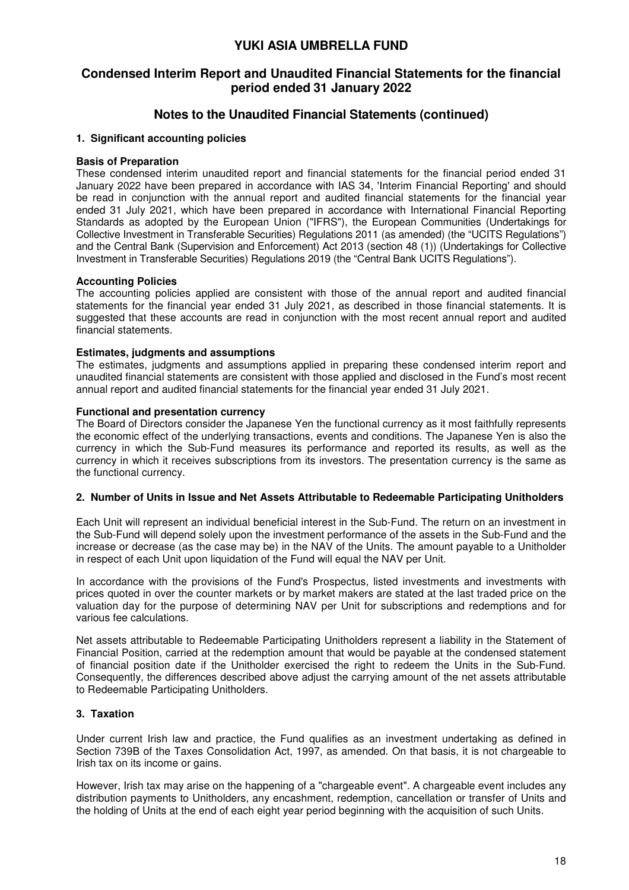# YUKI ASIA UMBRELLA FUND

## Condensed Interim Report and Unaudited Financial Statements for the financial period ended 31 January 2022

## Notes to the Unaudited Financial Statements (continued)

### 1. Significant accounting policies

**Basis of Preparation**

These condensed interim unaudited report and financial statements for the financial period ended 31 January 2022 have been prepared in accordance with IAS 34, 'Interim Financial Reporting' and should be read in conjunction with the annual report and audited financial statements for the financial year ended 31 July 2021, which have been prepared in accordance with International Financial Reporting Standards as adopted by the European Union ("IFRS"), the European Communities (Undertakings for Collective Investment in Transferable Securities) Regulations 2011 (as amended) (the "UCITS Regulations") and the Central Bank (Supervision and Enforcement) Act 2013 (section 48 (1)) (Undertakings for Collective Investment in Transferable Securities) Regulations 2019 (the "Central Bank UCITS Regulations").

**Accounting Policies**

The accounting policies applied are consistent with those of the annual report and audited financial statements for the financial year ended 31 July 2021, as described in those financial statements. It is suggested that these accounts are read in conjunction with the most recent annual report and audited financial statements.

**Estimates, judgments and assumptions**

The estimates, judgments and assumptions applied in preparing these condensed interim report and unaudited financial statements are consistent with those applied and disclosed in the Fund's most recent annual report and audited financial statements for the financial year ended 31 July 2021.

**Functional and presentation currency**

The Board of Directors consider the Japanese Yen the functional currency as it most faithfully represents the economic effect of the underlying transactions, events and conditions. The Japanese Yen is also the currency in which the Sub-Fund measures its performance and reported its results, as well as the currency in which it receives subscriptions from its investors. The presentation currency is the same as the functional currency.

### 2. Number of Units in Issue and Net Assets Attributable to Redeemable Participating Unitholders

Each Unit will represent an individual beneficial interest in the Sub-Fund. The return on an investment in the Sub-Fund will depend solely upon the investment performance of the assets in the Sub-Fund and the increase or decrease (as the case may be) in the NAV of the Units. The amount payable to a Unitholder in respect of each Unit upon liquidation of the Fund will equal the NAV per Unit.

In accordance with the provisions of the Fund's Prospectus, listed investments and investments with prices quoted in over the counter markets or by market makers are stated at the last traded price on the valuation day for the purpose of determining NAV per Unit for subscriptions and redemptions and for various fee calculations.

Net assets attributable to Redeemable Participating Unitholders represent a liability in the Statement of Financial Position, carried at the redemption amount that would be payable at the condensed statement of financial position date if the Unitholder exercised the right to redeem the Units in the Sub-Fund. Consequently, the differences described above adjust the carrying amount of the net assets attributable to Redeemable Participating Unitholders.

### 3. Taxation

Under current Irish law and practice, the Fund qualifies as an investment undertaking as defined in Section 739B of the Taxes Consolidation Act, 1997, as amended. On that basis, it is not chargeable to Irish tax on its income or gains.

However, Irish tax may arise on the happening of a "chargeable event". A chargeable event includes any distribution payments to Unitholders, any encashment, redemption, cancellation or transfer of Units and the holding of Units at the end of each eight year period beginning with the acquisition of such Units.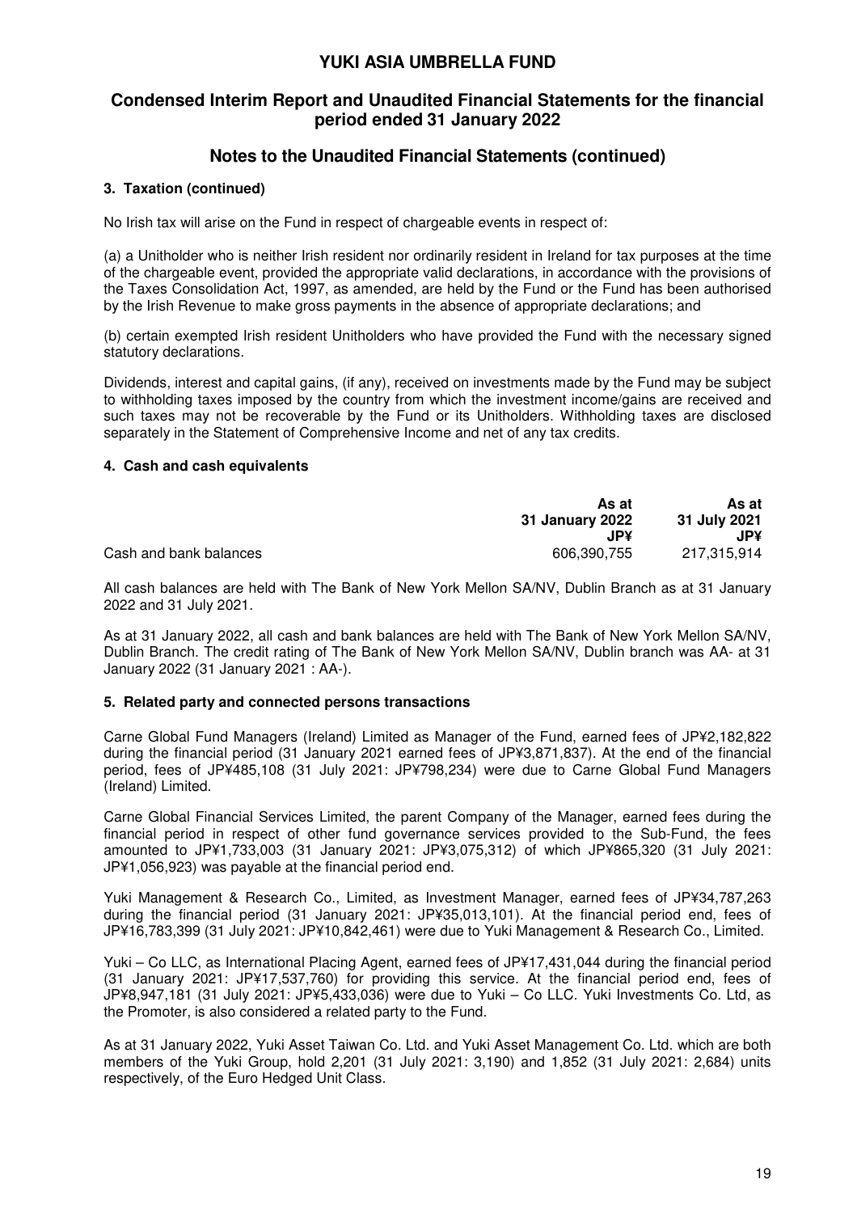## Notes to the Unaudited Financial Statements (continued)

### 3. Taxation (continued)

No Irish tax will arise on the Fund in respect of chargeable events in respect of:

(a) a Unitholder who is neither Irish resident nor ordinarily resident in Ireland for tax purposes at the time of the chargeable event, provided the appropriate valid declarations, in accordance with the provisions of the Taxes Consolidation Act, 1997, as amended, are held by the Fund or the Fund has been authorised by the Irish Revenue to make gross payments in the absence of appropriate declarations; and

(b) certain exempted Irish resident Unitholders who have provided the Fund with the necessary signed statutory declarations.

Dividends, interest and capital gains, (if any), received on investments made by the Fund may be subject to withholding taxes imposed by the country from which the investment income/gains are received and such taxes may not be recoverable by the Fund or its Unitholders. Withholding taxes are disclosed separately in the Statement of Comprehensive Income and net of any tax credits.

### 4. Cash and cash equivalents

| | As at 31 January 2022 JP¥ | As at 31 July 2021 JP¥ |
|---|---|---|
| Cash and bank balances | 606,390,755 | 217,315,914 |

All cash balances are held with The Bank of New York Mellon SA/NV, Dublin Branch as at 31 January 2022 and 31 July 2021.

As at 31 January 2022, all cash and bank balances are held with The Bank of New York Mellon SA/NV, Dublin Branch. The credit rating of The Bank of New York Mellon SA/NV, Dublin branch was AA- at 31 January 2022 (31 January 2021 : AA-).

### 5. Related party and connected persons transactions

Carne Global Fund Managers (Ireland) Limited as Manager of the Fund, earned fees of JP¥2,182,822 during the financial period (31 January 2021 earned fees of JP¥3,871,837). At the end of the financial period, fees of JP¥485,108 (31 July 2021: JP¥798,234) were due to Carne Global Fund Managers (Ireland) Limited.

Carne Global Financial Services Limited, the parent Company of the Manager, earned fees during the financial period in respect of other fund governance services provided to the Sub-Fund, the fees amounted to JP¥1,733,003 (31 January 2021: JP¥3,075,312) of which JP¥865,320 (31 July 2021: JP¥1,056,923) was payable at the financial period end.

Yuki Management & Research Co., Limited, as Investment Manager, earned fees of JP¥34,787,263 during the financial period (31 January 2021: JP¥35,013,101). At the financial period end, fees of JP¥16,783,399 (31 July 2021: JP¥10,842,461) were due to Yuki Management & Research Co., Limited.

Yuki – Co LLC, as International Placing Agent, earned fees of JP¥17,431,044 during the financial period (31 January 2021: JP¥17,537,760) for providing this service. At the financial period end, fees of JP¥8,947,181 (31 July 2021: JP¥5,433,036) were due to Yuki – Co LLC. Yuki Investments Co. Ltd, as the Promoter, is also considered a related party to the Fund.

As at 31 January 2022, Yuki Asset Taiwan Co. Ltd. and Yuki Asset Management Co. Ltd. which are both members of the Yuki Group, hold 2,201 (31 July 2021: 3,190) and 1,852 (31 July 2021: 2,684) units respectively, of the Euro Hedged Unit Class.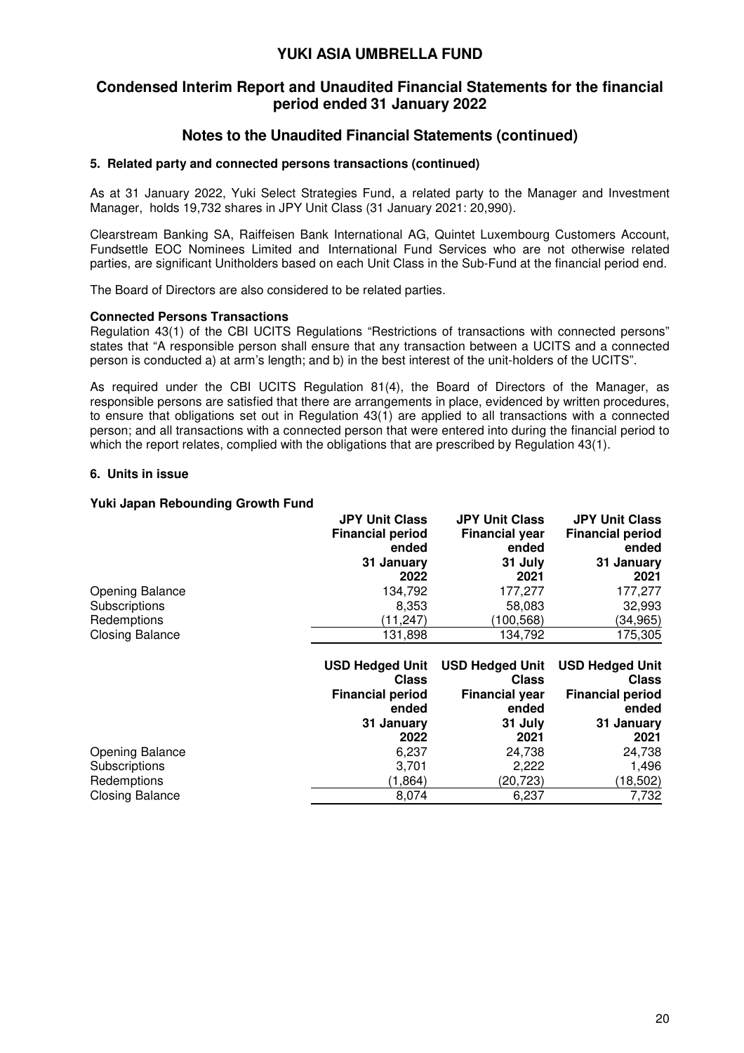## Notes to the Unaudited Financial Statements (continued)

### 5. Related party and connected persons transactions (continued)

As at 31 January 2022, Yuki Select Strategies Fund, a related party to the Manager and Investment Manager, holds 19,732 shares in JPY Unit Class (31 January 2021: 20,990).

Clearstream Banking SA, Raiffeisen Bank International AG, Quintet Luxembourg Customers Account, Fundsettle EOC Nominees Limited and International Fund Services who are not otherwise related parties, are significant Unitholders based on each Unit Class in the Sub-Fund at the financial period end.

The Board of Directors are also considered to be related parties.

**Connected Persons Transactions**

Regulation 43(1) of the CBI UCITS Regulations "Restrictions of transactions with connected persons" states that "A responsible person shall ensure that any transaction between a UCITS and a connected person is conducted a) at arm's length; and b) in the best interest of the unit-holders of the UCITS".

As required under the CBI UCITS Regulation 81(4), the Board of Directors of the Manager, as responsible persons are satisfied that there are arrangements in place, evidenced by written procedures, to ensure that obligations set out in Regulation 43(1) are applied to all transactions with a connected person; and all transactions with a connected person that were entered into during the financial period to which the report relates, complied with the obligations that are prescribed by Regulation 43(1).

### 6. Units in issue

**Yuki Japan Rebounding Growth Fund**

| | JPY Unit Class Financial period ended 31 January 2022 | JPY Unit Class Financial year ended 31 July 2021 | JPY Unit Class Financial period ended 31 January 2021 |
|---|---|---|---|
| Opening Balance | 134,792 | 177,277 | 177,277 |
| Subscriptions | 8,353 | 58,083 | 32,993 |
| Redemptions | (11,247) | (100,568) | (34,965) |
| Closing Balance | 131,898 | 134,792 | 175,305 |

| | USD Hedged Unit Class Financial period ended 31 January 2022 | USD Hedged Unit Class Financial year ended 31 July 2021 | USD Hedged Unit Class Financial period ended 31 January 2021 |
|---|---|---|---|
| Opening Balance | 6,237 | 24,738 | 24,738 |
| Subscriptions | 3,701 | 2,222 | 1,496 |
| Redemptions | (1,864) | (20,723) | (18,502) |
| Closing Balance | 8,074 | 6,237 | 7,732 |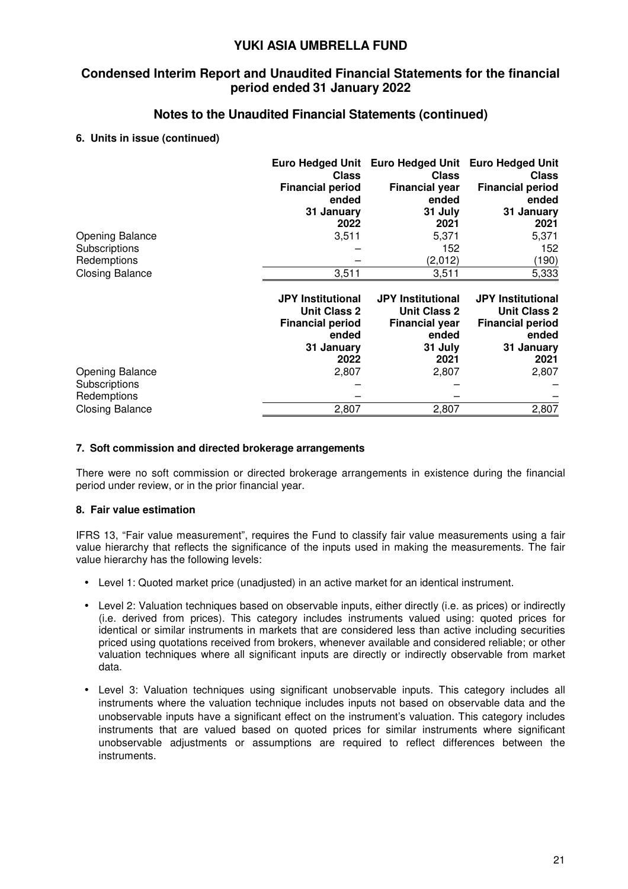## Notes to the Unaudited Financial Statements (continued)

### 6. Units in issue (continued)

| | Euro Hedged Unit Class Financial period ended 31 January 2022 | Euro Hedged Unit Class Financial year ended 31 July 2021 | Euro Hedged Unit Class Financial period ended 31 January 2021 |
|---|---|---|---|
| Opening Balance | 3,511 | 5,371 | 5,371 |
| Subscriptions | – | 152 | 152 |
| Redemptions | – | (2,012) | (190) |
| Closing Balance | 3,511 | 3,511 | 5,333 |

| | JPY Institutional Unit Class 2 Financial period ended 31 January 2022 | JPY Institutional Unit Class 2 Financial year ended 31 July 2021 | JPY Institutional Unit Class 2 Financial period ended 31 January 2021 |
|---|---|---|---|
| Opening Balance | 2,807 | 2,807 | 2,807 |
| Subscriptions | – | – | – |
| Redemptions | – | – | – |
| Closing Balance | 2,807 | 2,807 | 2,807 |

### 7. Soft commission and directed brokerage arrangements

There were no soft commission or directed brokerage arrangements in existence during the financial period under review, or in the prior financial year.

### 8. Fair value estimation

IFRS 13, "Fair value measurement", requires the Fund to classify fair value measurements using a fair value hierarchy that reflects the significance of the inputs used in making the measurements. The fair value hierarchy has the following levels:

- Level 1: Quoted market price (unadjusted) in an active market for an identical instrument.
- Level 2: Valuation techniques based on observable inputs, either directly (i.e. as prices) or indirectly (i.e. derived from prices). This category includes instruments valued using: quoted prices for identical or similar instruments in markets that are considered less than active including securities priced using quotations received from brokers, whenever available and considered reliable; or other valuation techniques where all significant inputs are directly or indirectly observable from market data.
- Level 3: Valuation techniques using significant unobservable inputs. This category includes all instruments where the valuation technique includes inputs not based on observable data and the unobservable inputs have a significant effect on the instrument's valuation. This category includes instruments that are valued based on quoted prices for similar instruments where significant unobservable adjustments or assumptions are required to reflect differences between the instruments.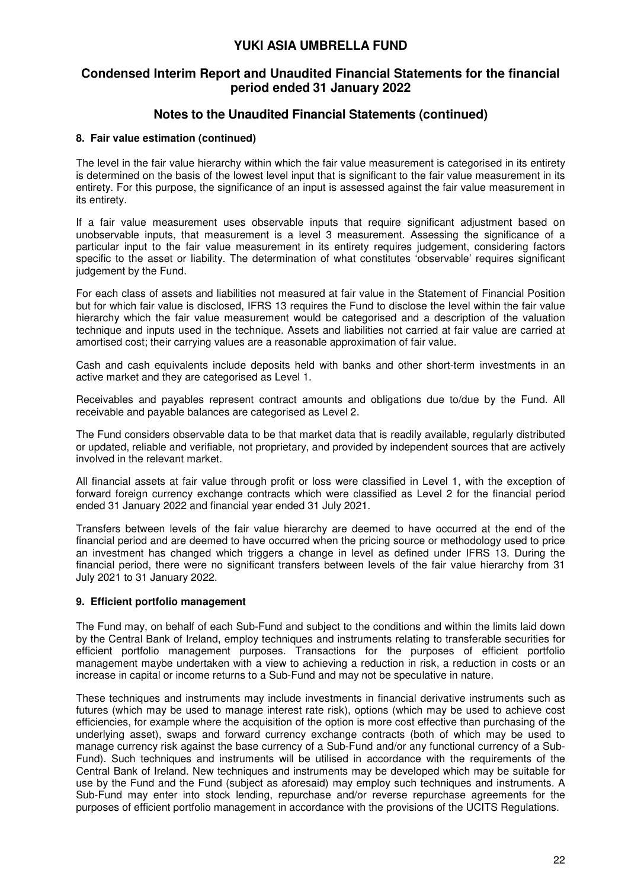## 8. Fair value estimation (continued)

The level in the fair value hierarchy within which the fair value measurement is categorised in its entirety is determined on the basis of the lowest level input that is significant to the fair value measurement in its entirety. For this purpose, the significance of an input is assessed against the fair value measurement in its entirety.

If a fair value measurement uses observable inputs that require significant adjustment based on unobservable inputs, that measurement is a level 3 measurement. Assessing the significance of a particular input to the fair value measurement in its entirety requires judgement, considering factors specific to the asset or liability. The determination of what constitutes 'observable' requires significant judgement by the Fund.

For each class of assets and liabilities not measured at fair value in the Statement of Financial Position but for which fair value is disclosed, IFRS 13 requires the Fund to disclose the level within the fair value hierarchy which the fair value measurement would be categorised and a description of the valuation technique and inputs used in the technique. Assets and liabilities not carried at fair value are carried at amortised cost; their carrying values are a reasonable approximation of fair value.

Cash and cash equivalents include deposits held with banks and other short-term investments in an active market and they are categorised as Level 1.

Receivables and payables represent contract amounts and obligations due to/due by the Fund. All receivable and payable balances are categorised as Level 2.

The Fund considers observable data to be that market data that is readily available, regularly distributed or updated, reliable and verifiable, not proprietary, and provided by independent sources that are actively involved in the relevant market.

All financial assets at fair value through profit or loss were classified in Level 1, with the exception of forward foreign currency exchange contracts which were classified as Level 2 for the financial period ended 31 January 2022 and financial year ended 31 July 2021.

Transfers between levels of the fair value hierarchy are deemed to have occurred at the end of the financial period and are deemed to have occurred when the pricing source or methodology used to price an investment has changed which triggers a change in level as defined under IFRS 13. During the financial period, there were no significant transfers between levels of the fair value hierarchy from 31 July 2021 to 31 January 2022.

## 9. Efficient portfolio management

The Fund may, on behalf of each Sub-Fund and subject to the conditions and within the limits laid down by the Central Bank of Ireland, employ techniques and instruments relating to transferable securities for efficient portfolio management purposes. Transactions for the purposes of efficient portfolio management maybe undertaken with a view to achieving a reduction in risk, a reduction in costs or an increase in capital or income returns to a Sub-Fund and may not be speculative in nature.

These techniques and instruments may include investments in financial derivative instruments such as futures (which may be used to manage interest rate risk), options (which may be used to achieve cost efficiencies, for example where the acquisition of the option is more cost effective than purchasing of the underlying asset), swaps and forward currency exchange contracts (both of which may be used to manage currency risk against the base currency of a Sub-Fund and/or any functional currency of a Sub-Fund). Such techniques and instruments will be utilised in accordance with the requirements of the Central Bank of Ireland. New techniques and instruments may be developed which may be suitable for use by the Fund and the Fund (subject as aforesaid) may employ such techniques and instruments. A Sub-Fund may enter into stock lending, repurchase and/or reverse repurchase agreements for the purposes of efficient portfolio management in accordance with the provisions of the UCITS Regulations.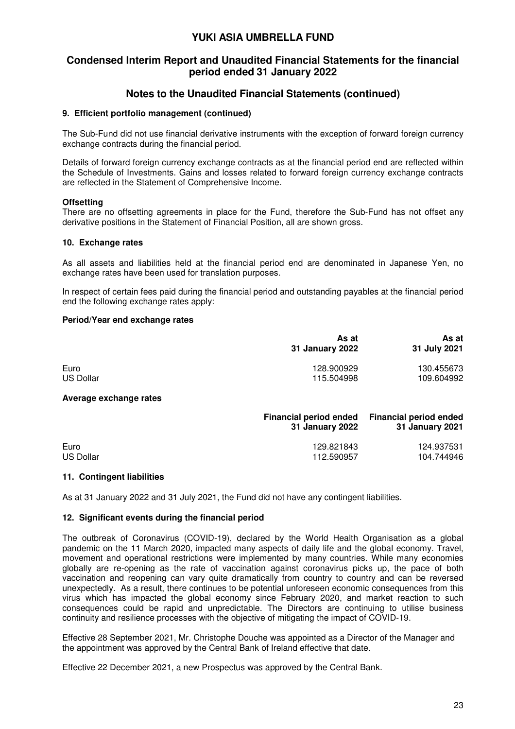# YUKI ASIA UMBRELLA FUND

## Condensed Interim Report and Unaudited Financial Statements for the financial period ended 31 January 2022

## Notes to the Unaudited Financial Statements (continued)

### 9. Efficient portfolio management (continued)

The Sub-Fund did not use financial derivative instruments with the exception of forward foreign currency exchange contracts during the financial period.

Details of forward foreign currency exchange contracts as at the financial period end are reflected within the Schedule of Investments. Gains and losses related to forward foreign currency exchange contracts are reflected in the Statement of Comprehensive Income.

**Offsetting**

There are no offsetting agreements in place for the Fund, therefore the Sub-Fund has not offset any derivative positions in the Statement of Financial Position, all are shown gross.

### 10. Exchange rates

As all assets and liabilities held at the financial period end are denominated in Japanese Yen, no exchange rates have been used for translation purposes.

In respect of certain fees paid during the financial period and outstanding payables at the financial period end the following exchange rates apply:

**Period/Year end exchange rates**

| | As at 31 January 2022 | As at 31 July 2021 |
|---|---|---|
| Euro | 128.900929 | 130.455673 |
| US Dollar | 115.504998 | 109.604992 |

**Average exchange rates**

| | Financial period ended 31 January 2022 | Financial period ended 31 January 2021 |
|---|---|---|
| Euro | 129.821843 | 124.937531 |
| US Dollar | 112.590957 | 104.744946 |

### 11. Contingent liabilities

As at 31 January 2022 and 31 July 2021, the Fund did not have any contingent liabilities.

### 12. Significant events during the financial period

The outbreak of Coronavirus (COVID-19), declared by the World Health Organisation as a global pandemic on the 11 March 2020, impacted many aspects of daily life and the global economy. Travel, movement and operational restrictions were implemented by many countries. While many economies globally are re-opening as the rate of vaccination against coronavirus picks up, the pace of both vaccination and reopening can vary quite dramatically from country to country and can be reversed unexpectedly. As a result, there continues to be potential unforeseen economic consequences from this virus which has impacted the global economy since February 2020, and market reaction to such consequences could be rapid and unpredictable. The Directors are continuing to utilise business continuity and resilience processes with the objective of mitigating the impact of COVID-19.

Effective 28 September 2021, Mr. Christophe Douche was appointed as a Director of the Manager and the appointment was approved by the Central Bank of Ireland effective that date.

Effective 22 December 2021, a new Prospectus was approved by the Central Bank.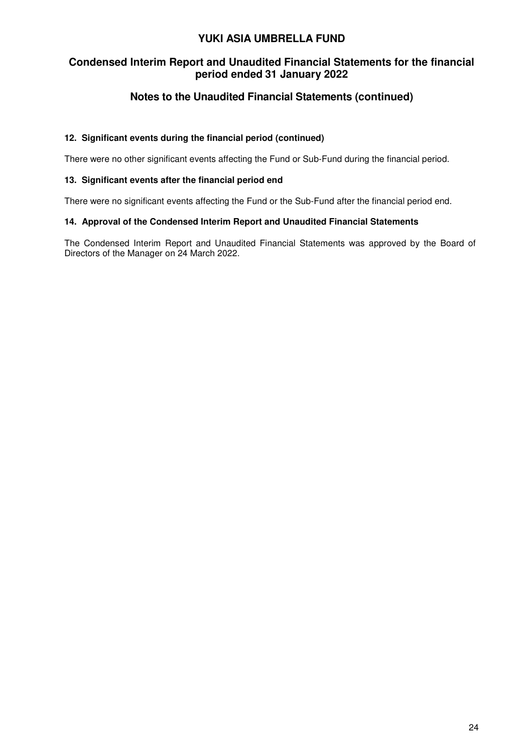#### 12. Significant events during the financial period (continued)

There were no other significant events affecting the Fund or Sub-Fund during the financial period.

#### 13. Significant events after the financial period end

There were no significant events affecting the Fund or the Sub-Fund after the financial period end.

#### 14. Approval of the Condensed Interim Report and Unaudited Financial Statements

The Condensed Interim Report and Unaudited Financial Statements was approved by the Board of Directors of the Manager on 24 March 2022.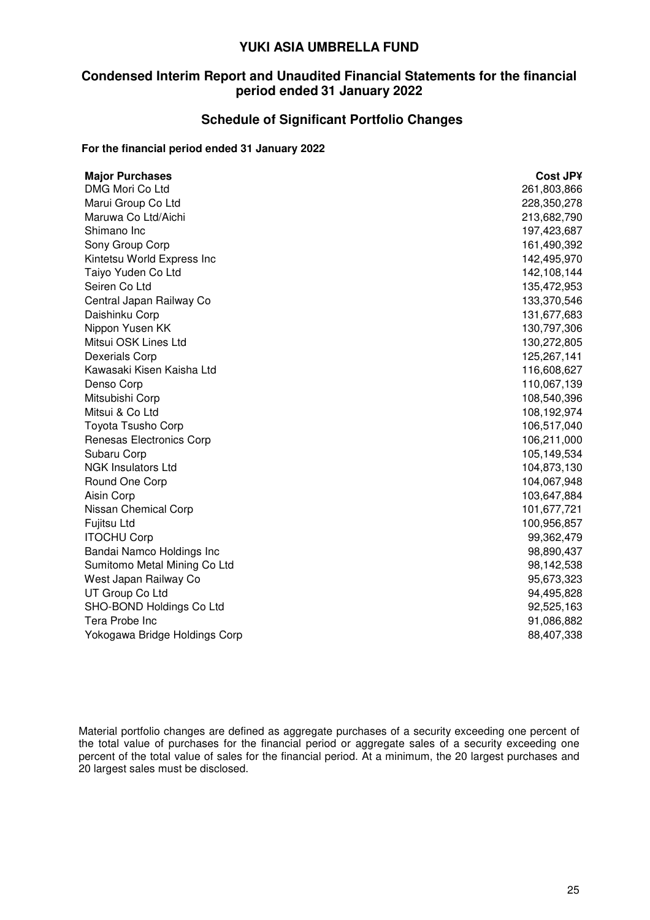# YUKI ASIA UMBRELLA FUND

## Condensed Interim Report and Unaudited Financial Statements for the financial period ended 31 January 2022

## Schedule of Significant Portfolio Changes

**For the financial period ended 31 January 2022**

| **Major Purchases** | **Cost JP¥** |
|---|---:|
| DMG Mori Co Ltd | 261,803,866 |
| Marui Group Co Ltd | 228,350,278 |
| Maruwa Co Ltd/Aichi | 213,682,790 |
| Shimano Inc | 197,423,687 |
| Sony Group Corp | 161,490,392 |
| Kintetsu World Express Inc | 142,495,970 |
| Taiyo Yuden Co Ltd | 142,108,144 |
| Seiren Co Ltd | 135,472,953 |
| Central Japan Railway Co | 133,370,546 |
| Daishinku Corp | 131,677,683 |
| Nippon Yusen KK | 130,797,306 |
| Mitsui OSK Lines Ltd | 130,272,805 |
| Dexerials Corp | 125,267,141 |
| Kawasaki Kisen Kaisha Ltd | 116,608,627 |
| Denso Corp | 110,067,139 |
| Mitsubishi Corp | 108,540,396 |
| Mitsui & Co Ltd | 108,192,974 |
| Toyota Tsusho Corp | 106,517,040 |
| Renesas Electronics Corp | 106,211,000 |
| Subaru Corp | 105,149,534 |
| NGK Insulators Ltd | 104,873,130 |
| Round One Corp | 104,067,948 |
| Aisin Corp | 103,647,884 |
| Nissan Chemical Corp | 101,677,721 |
| Fujitsu Ltd | 100,956,857 |
| ITOCHU Corp | 99,362,479 |
| Bandai Namco Holdings Inc | 98,890,437 |
| Sumitomo Metal Mining Co Ltd | 98,142,538 |
| West Japan Railway Co | 95,673,323 |
| UT Group Co Ltd | 94,495,828 |
| SHO-BOND Holdings Co Ltd | 92,525,163 |
| Tera Probe Inc | 91,086,882 |
| Yokogawa Bridge Holdings Corp | 88,407,338 |

Material portfolio changes are defined as aggregate purchases of a security exceeding one percent of the total value of purchases for the financial period or aggregate sales of a security exceeding one percent of the total value of sales for the financial period. At a minimum, the 20 largest purchases and 20 largest sales must be disclosed.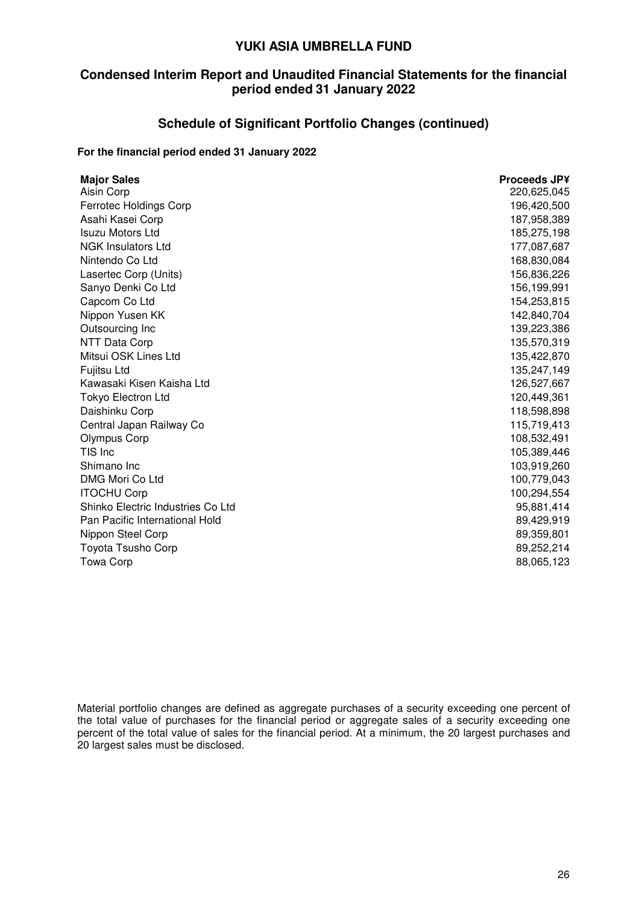# YUKI ASIA UMBRELLA FUND

## Condensed Interim Report and Unaudited Financial Statements for the financial period ended 31 January 2022

## Schedule of Significant Portfolio Changes (continued)

**For the financial period ended 31 January 2022**

| Major Sales | Proceeds JP¥ |
| --- | --- |
| Aisin Corp | 220,625,045 |
| Ferrotec Holdings Corp | 196,420,500 |
| Asahi Kasei Corp | 187,958,389 |
| Isuzu Motors Ltd | 185,275,198 |
| NGK Insulators Ltd | 177,087,687 |
| Nintendo Co Ltd | 168,830,084 |
| Lasertec Corp (Units) | 156,836,226 |
| Sanyo Denki Co Ltd | 156,199,991 |
| Capcom Co Ltd | 154,253,815 |
| Nippon Yusen KK | 142,840,704 |
| Outsourcing Inc | 139,223,386 |
| NTT Data Corp | 135,570,319 |
| Mitsui OSK Lines Ltd | 135,422,870 |
| Fujitsu Ltd | 135,247,149 |
| Kawasaki Kisen Kaisha Ltd | 126,527,667 |
| Tokyo Electron Ltd | 120,449,361 |
| Daishinku Corp | 118,598,898 |
| Central Japan Railway Co | 115,719,413 |
| Olympus Corp | 108,532,491 |
| TIS Inc | 105,389,446 |
| Shimano Inc | 103,919,260 |
| DMG Mori Co Ltd | 100,779,043 |
| ITOCHU Corp | 100,294,554 |
| Shinko Electric Industries Co Ltd | 95,881,414 |
| Pan Pacific International Hold | 89,429,919 |
| Nippon Steel Corp | 89,359,801 |
| Toyota Tsusho Corp | 89,252,214 |
| Towa Corp | 88,065,123 |

Material portfolio changes are defined as aggregate purchases of a security exceeding one percent of the total value of purchases for the financial period or aggregate sales of a security exceeding one percent of the total value of sales for the financial period. At a minimum, the 20 largest purchases and 20 largest sales must be disclosed.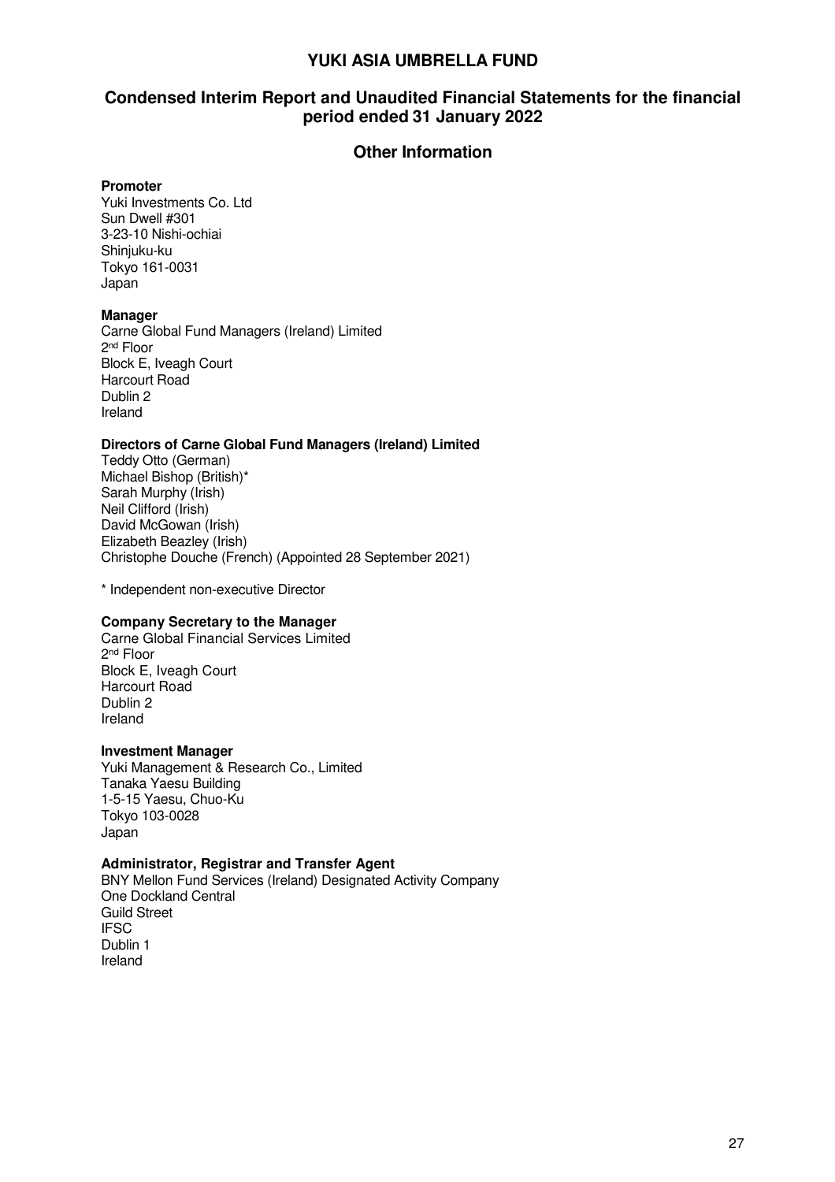# YUKI ASIA UMBRELLA FUND

## Condensed Interim Report and Unaudited Financial Statements for the financial period ended 31 January 2022

## Other Information

**Promoter**
Yuki Investments Co. Ltd
Sun Dwell #301
3-23-10 Nishi-ochiai
Shinjuku-ku
Tokyo 161-0031
Japan

**Manager**
Carne Global Fund Managers (Ireland) Limited
2nd Floor
Block E, Iveagh Court
Harcourt Road
Dublin 2
Ireland

**Directors of Carne Global Fund Managers (Ireland) Limited**
Teddy Otto (German)
Michael Bishop (British)*
Sarah Murphy (Irish)
Neil Clifford (Irish)
David McGowan (Irish)
Elizabeth Beazley (Irish)
Christophe Douche (French) (Appointed 28 September 2021)

* Independent non-executive Director

**Company Secretary to the Manager**
Carne Global Financial Services Limited
2nd Floor
Block E, Iveagh Court
Harcourt Road
Dublin 2
Ireland

**Investment Manager**
Yuki Management & Research Co., Limited
Tanaka Yaesu Building
1-5-15 Yaesu, Chuo-Ku
Tokyo 103-0028
Japan

**Administrator, Registrar and Transfer Agent**
BNY Mellon Fund Services (Ireland) Designated Activity Company
One Dockland Central
Guild Street
IFSC
Dublin 1
Ireland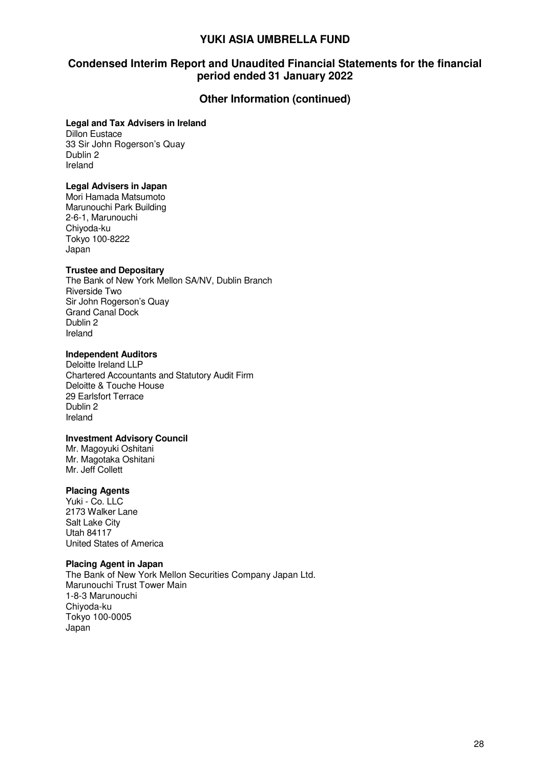# YUKI ASIA UMBRELLA FUND

## Condensed Interim Report and Unaudited Financial Statements for the financial period ended 31 January 2022

## Other Information (continued)

**Legal and Tax Advisers in Ireland**
Dillon Eustace
33 Sir John Rogerson's Quay
Dublin 2
Ireland

**Legal Advisers in Japan**
Mori Hamada Matsumoto
Marunouchi Park Building
2-6-1, Marunouchi
Chiyoda-ku
Tokyo 100-8222
Japan

**Trustee and Depositary**
The Bank of New York Mellon SA/NV, Dublin Branch
Riverside Two
Sir John Rogerson's Quay
Grand Canal Dock
Dublin 2
Ireland

**Independent Auditors**
Deloitte Ireland LLP
Chartered Accountants and Statutory Audit Firm
Deloitte & Touche House
29 Earlsfort Terrace
Dublin 2
Ireland

**Investment Advisory Council**
Mr. Magoyuki Oshitani
Mr. Magotaka Oshitani
Mr. Jeff Collett

**Placing Agents**
Yuki - Co. LLC
2173 Walker Lane
Salt Lake City
Utah 84117
United States of America

**Placing Agent in Japan**
The Bank of New York Mellon Securities Company Japan Ltd.
Marunouchi Trust Tower Main
1-8-3 Marunouchi
Chiyoda-ku
Tokyo 100-0005
Japan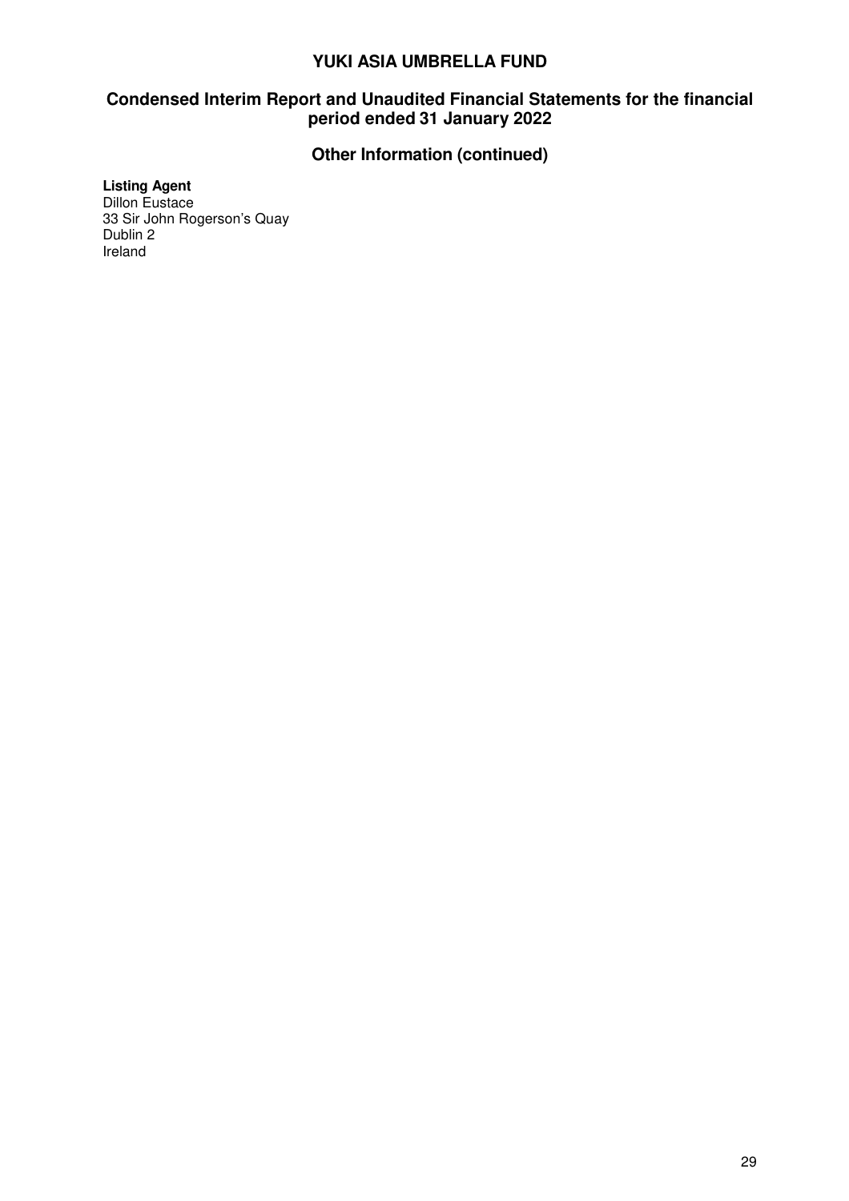## Other Information (continued)

**Listing Agent**
Dillon Eustace
33 Sir John Rogerson's Quay
Dublin 2
Ireland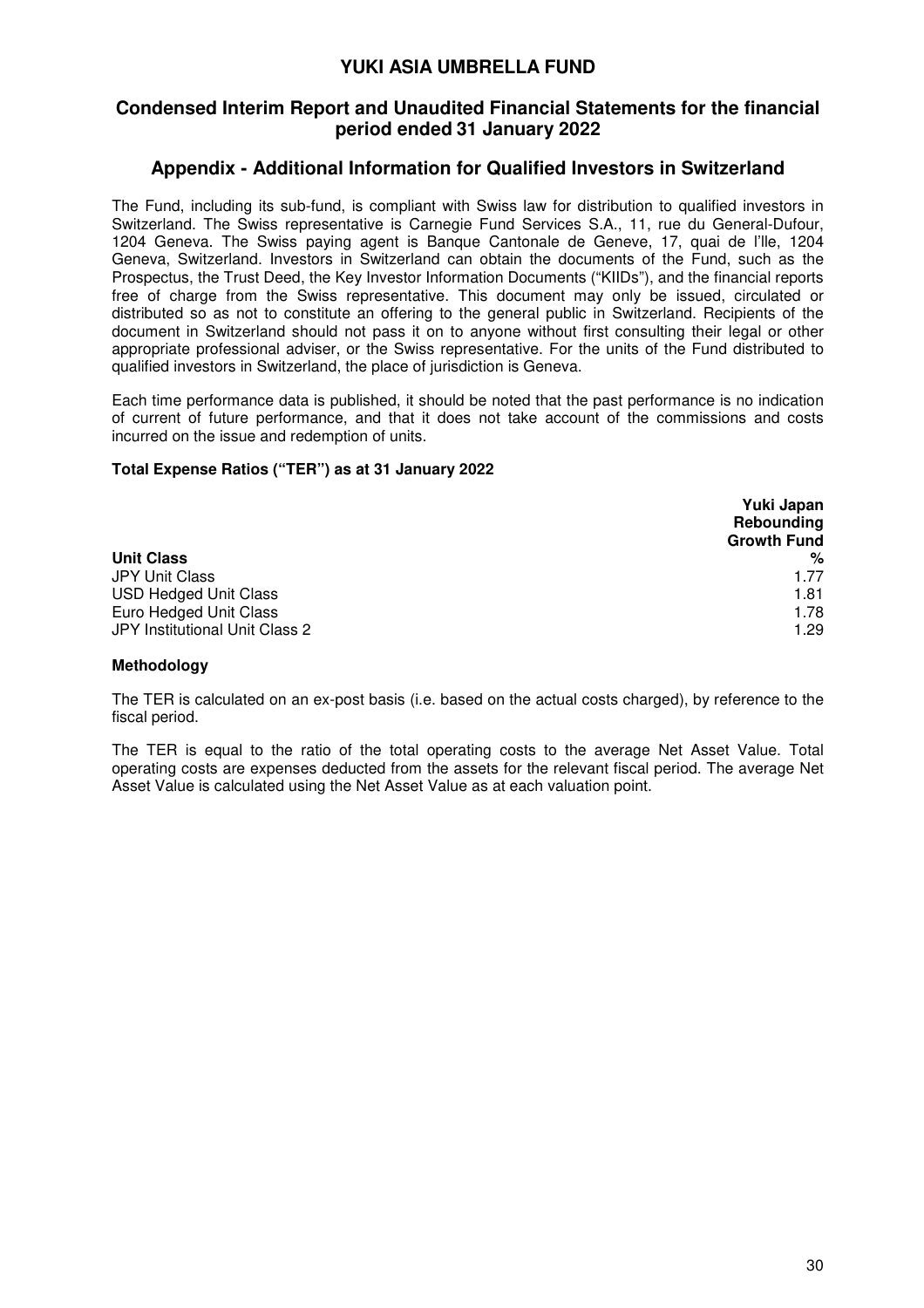# YUKI ASIA UMBRELLA FUND

## Condensed Interim Report and Unaudited Financial Statements for the financial period ended 31 January 2022

## Appendix - Additional Information for Qualified Investors in Switzerland

The Fund, including its sub-fund, is compliant with Swiss law for distribution to qualified investors in Switzerland. The Swiss representative is Carnegie Fund Services S.A., 11, rue du General-Dufour, 1204 Geneva. The Swiss paying agent is Banque Cantonale de Geneve, 17, quai de l'Ile, 1204 Geneva, Switzerland. Investors in Switzerland can obtain the documents of the Fund, such as the Prospectus, the Trust Deed, the Key Investor Information Documents ("KIIDs"), and the financial reports free of charge from the Swiss representative. This document may only be issued, circulated or distributed so as not to constitute an offering to the general public in Switzerland. Recipients of the document in Switzerland should not pass it on to anyone without first consulting their legal or other appropriate professional adviser, or the Swiss representative. For the units of the Fund distributed to qualified investors in Switzerland, the place of jurisdiction is Geneva.

Each time performance data is published, it should be noted that the past performance is no indication of current of future performance, and that it does not take account of the commissions and costs incurred on the issue and redemption of units.

**Total Expense Ratios ("TER") as at 31 January 2022**

| Unit Class | Yuki Japan Rebounding Growth Fund % |
|---|---|
| JPY Unit Class | 1.77 |
| USD Hedged Unit Class | 1.81 |
| Euro Hedged Unit Class | 1.78 |
| JPY Institutional Unit Class 2 | 1.29 |

**Methodology**

The TER is calculated on an ex-post basis (i.e. based on the actual costs charged), by reference to the fiscal period.

The TER is equal to the ratio of the total operating costs to the average Net Asset Value. Total operating costs are expenses deducted from the assets for the relevant fiscal period. The average Net Asset Value is calculated using the Net Asset Value as at each valuation point.